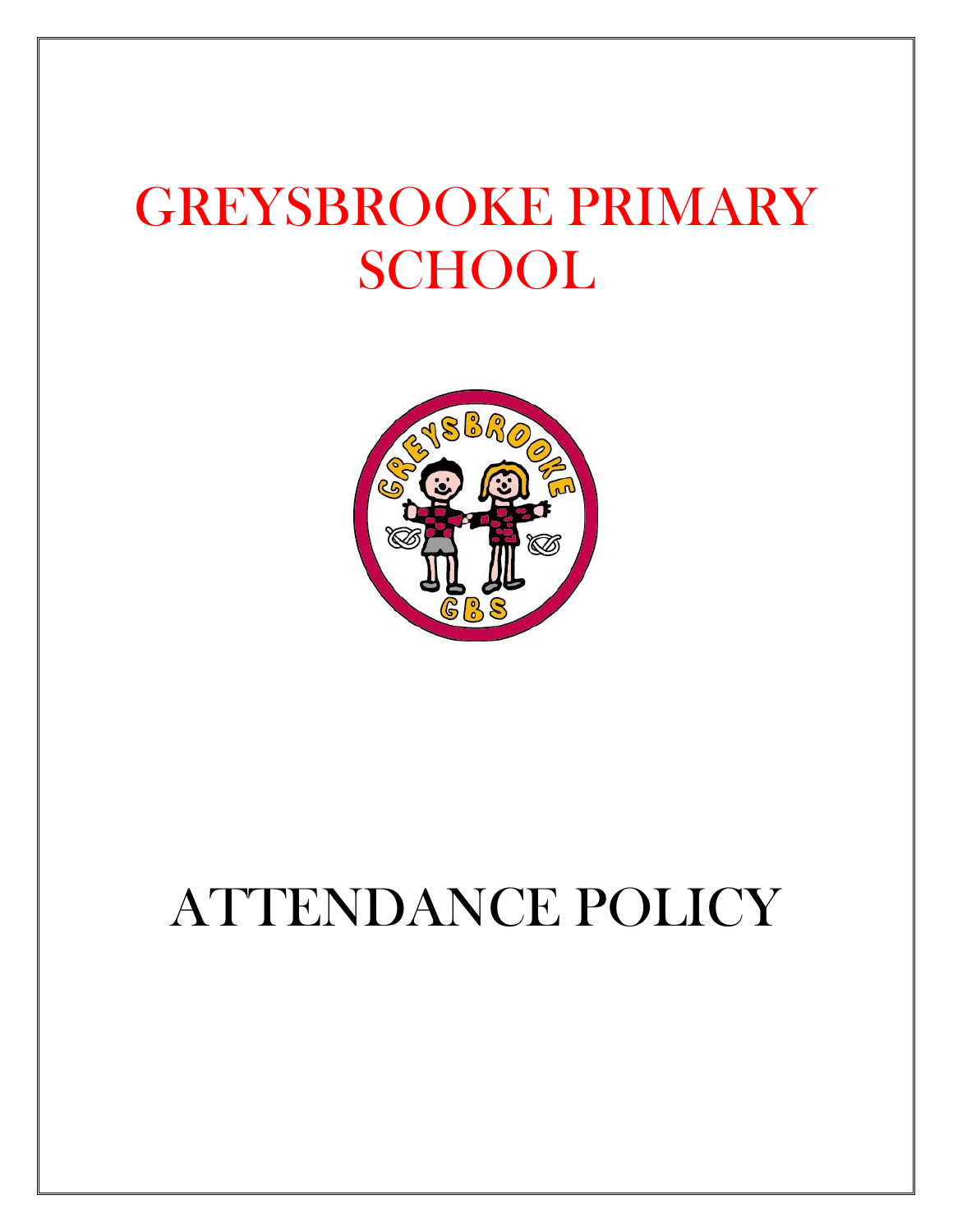# GREYSBROOKE PRIMARY SCHOOL

# ATTENDANCE POLICY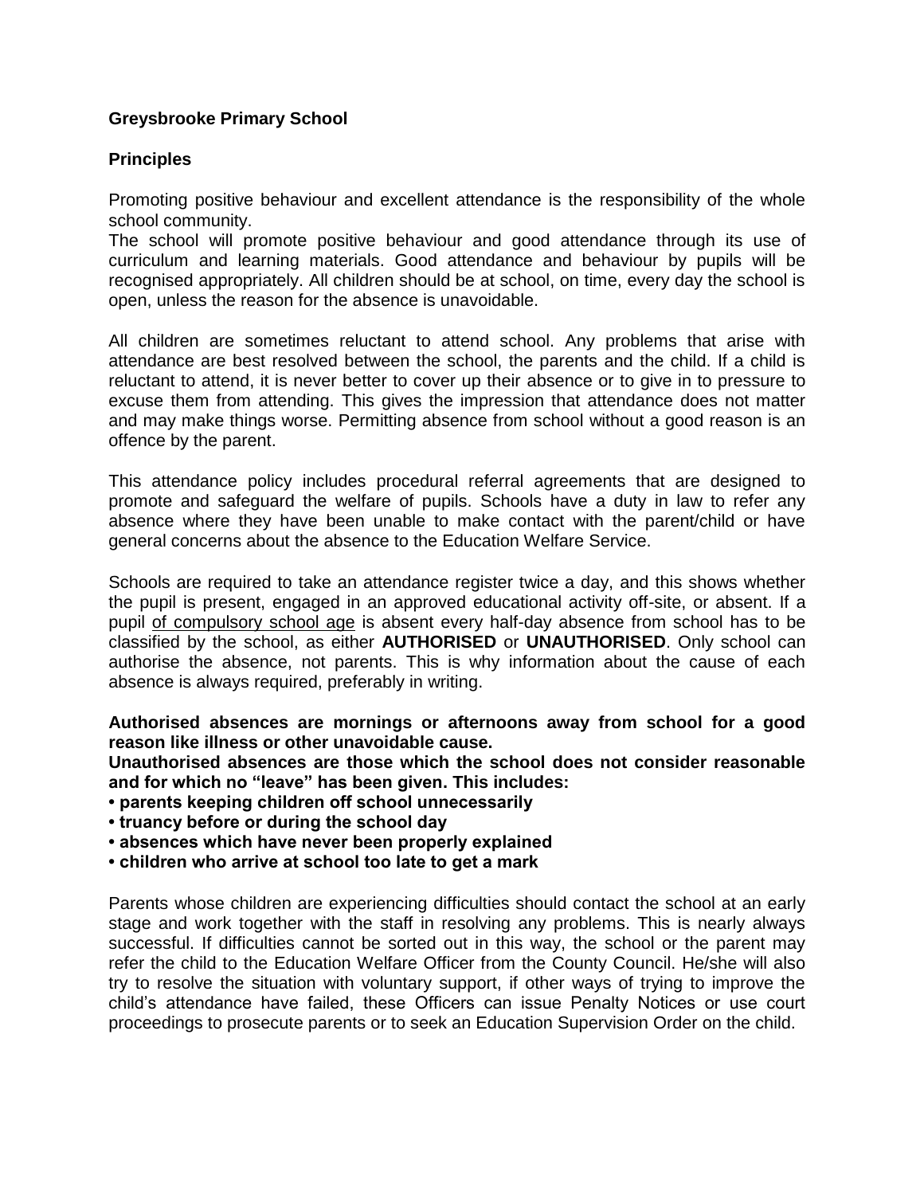**Greysbrooke Primary School**

**Principles**

Promoting positive behaviour and excellent attendance is the responsibility of the whole school community.
The school will promote positive behaviour and good attendance through its use of curriculum and learning materials. Good attendance and behaviour by pupils will be recognised appropriately. All children should be at school, on time, every day the school is open, unless the reason for the absence is unavoidable.

All children are sometimes reluctant to attend school. Any problems that arise with attendance are best resolved between the school, the parents and the child. If a child is reluctant to attend, it is never better to cover up their absence or to give in to pressure to excuse them from attending. This gives the impression that attendance does not matter and may make things worse. Permitting absence from school without a good reason is an offence by the parent.

This attendance policy includes procedural referral agreements that are designed to promote and safeguard the welfare of pupils. Schools have a duty in law to refer any absence where they have been unable to make contact with the parent/child or have general concerns about the absence to the Education Welfare Service.

Schools are required to take an attendance register twice a day, and this shows whether the pupil is present, engaged in an approved educational activity off-site, or absent. If a pupil <u>of compulsory school age</u> is absent every half-day absence from school has to be classified by the school, as either **AUTHORISED** or **UNAUTHORISED**. Only school can authorise the absence, not parents. This is why information about the cause of each absence is always required, preferably in writing.

**Authorised absences are mornings or afternoons away from school for a good reason like illness or other unavoidable cause.**
**Unauthorised absences are those which the school does not consider reasonable and for which no "leave" has been given. This includes:**

- **parents keeping children off school unnecessarily**
- **truancy before or during the school day**
- **absences which have never been properly explained**
- **children who arrive at school too late to get a mark**

Parents whose children are experiencing difficulties should contact the school at an early stage and work together with the staff in resolving any problems. This is nearly always successful. If difficulties cannot be sorted out in this way, the school or the parent may refer the child to the Education Welfare Officer from the County Council. He/she will also try to resolve the situation with voluntary support, if other ways of trying to improve the child's attendance have failed, these Officers can issue Penalty Notices or use court proceedings to prosecute parents or to seek an Education Supervision Order on the child.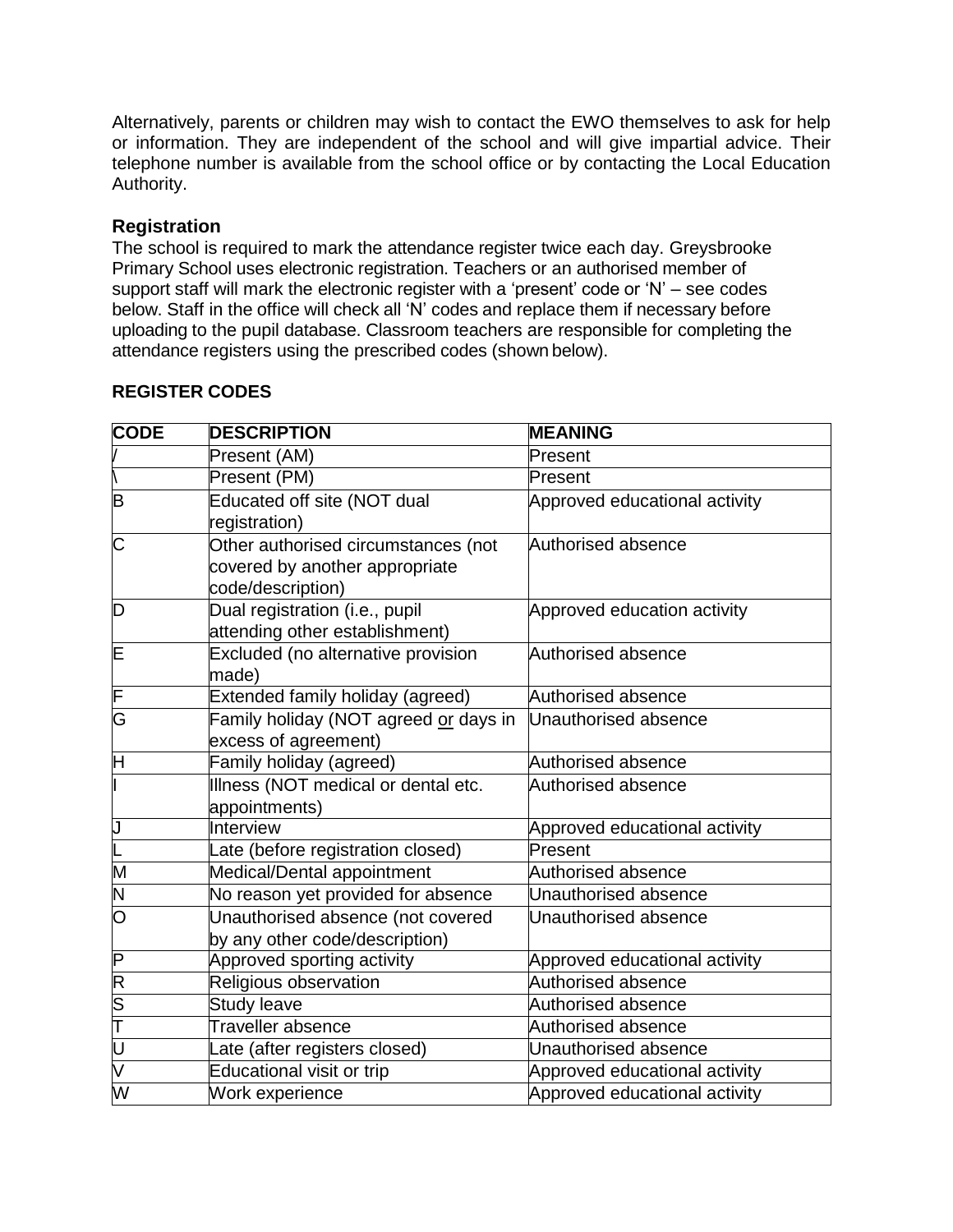Alternatively, parents or children may wish to contact the EWO themselves to ask for help or information. They are independent of the school and will give impartial advice. Their telephone number is available from the school office or by contacting the Local Education Authority.

### Registration

The school is required to mark the attendance register twice each day. Greysbrooke Primary School uses electronic registration. Teachers or an authorised member of support staff will mark the electronic register with a 'present' code or 'N' – see codes below. Staff in the office will check all 'N' codes and replace them if necessary before uploading to the pupil database. Classroom teachers are responsible for completing the attendance registers using the prescribed codes (shown below).

### REGISTER CODES

| CODE | DESCRIPTION | MEANING |
|---|---|---|
| / | Present (AM) | Present |
| \ | Present (PM) | Present |
| B | Educated off site (NOT dual registration) | Approved educational activity |
| C | Other authorised circumstances (not covered by another appropriate code/description) | Authorised absence |
| D | Dual registration (i.e., pupil attending other establishment) | Approved education activity |
| E | Excluded (no alternative provision made) | Authorised absence |
| F | Extended family holiday (agreed) | Authorised absence |
| G | Family holiday (NOT agreed or days in excess of agreement) | Unauthorised absence |
| H | Family holiday (agreed) | Authorised absence |
| I | Illness (NOT medical or dental etc. appointments) | Authorised absence |
| J | Interview | Approved educational activity |
| L | Late (before registration closed) | Present |
| M | Medical/Dental appointment | Authorised absence |
| N | No reason yet provided for absence | Unauthorised absence |
| O | Unauthorised absence (not covered by any other code/description) | Unauthorised absence |
| P | Approved sporting activity | Approved educational activity |
| R | Religious observation | Authorised absence |
| S | Study leave | Authorised absence |
| T | Traveller absence | Authorised absence |
| U | Late (after registers closed) | Unauthorised absence |
| V | Educational visit or trip | Approved educational activity |
| W | Work experience | Approved educational activity |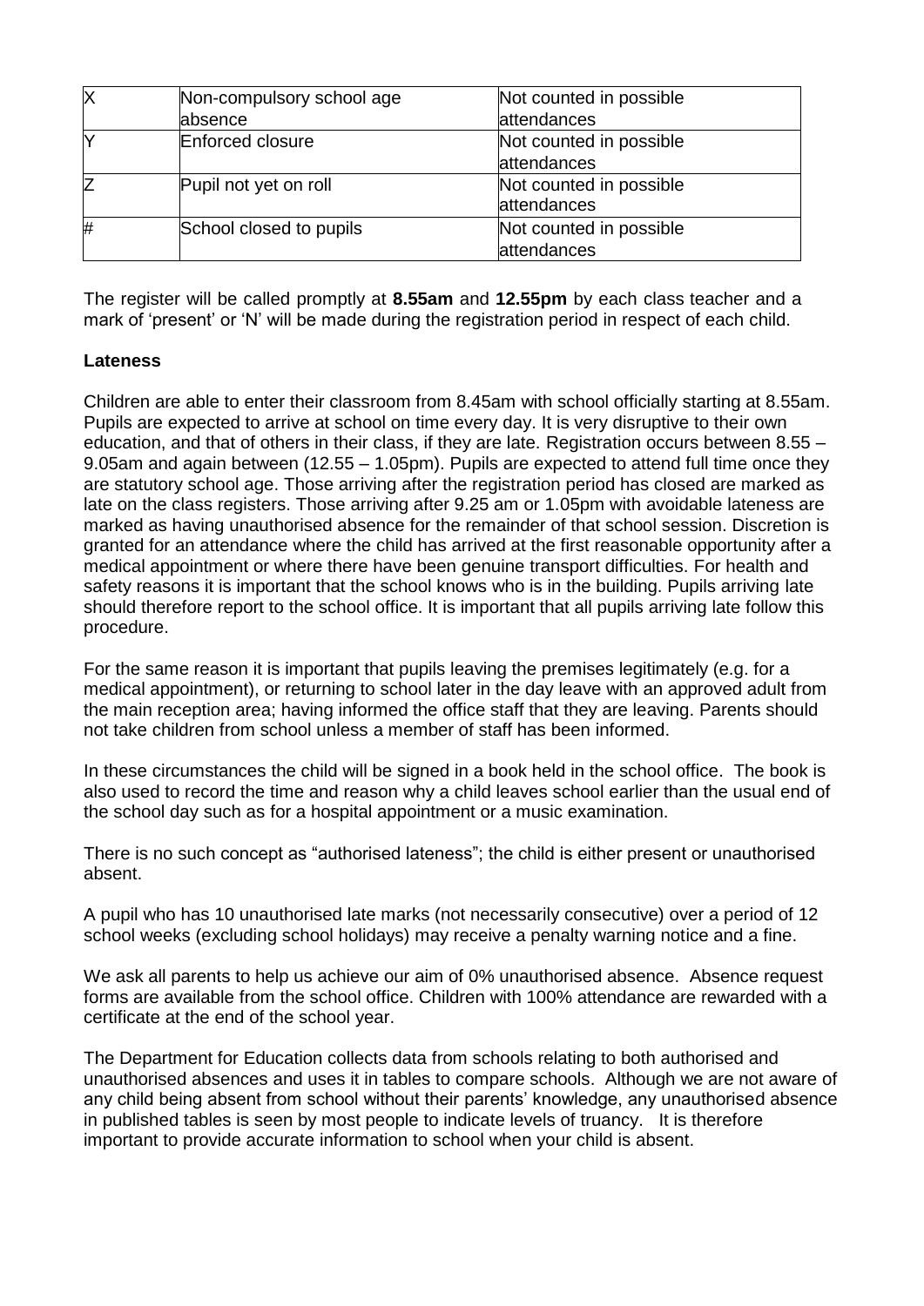| X | Non-compulsory school age absence | Not counted in possible attendances |
|---|---|---|
| Y | Enforced closure | Not counted in possible attendances |
| Z | Pupil not yet on roll | Not counted in possible attendances |
| # | School closed to pupils | Not counted in possible attendances |

The register will be called promptly at **8.55am** and **12.55pm** by each class teacher and a mark of 'present' or 'N' will be made during the registration period in respect of each child.

**Lateness**

Children are able to enter their classroom from 8.45am with school officially starting at 8.55am. Pupils are expected to arrive at school on time every day. It is very disruptive to their own education, and that of others in their class, if they are late. Registration occurs between 8.55 – 9.05am and again between (12.55 – 1.05pm). Pupils are expected to attend full time once they are statutory school age. Those arriving after the registration period has closed are marked as late on the class registers. Those arriving after 9.25 am or 1.05pm with avoidable lateness are marked as having unauthorised absence for the remainder of that school session. Discretion is granted for an attendance where the child has arrived at the first reasonable opportunity after a medical appointment or where there have been genuine transport difficulties. For health and safety reasons it is important that the school knows who is in the building. Pupils arriving late should therefore report to the school office. It is important that all pupils arriving late follow this procedure.

For the same reason it is important that pupils leaving the premises legitimately (e.g. for a medical appointment), or returning to school later in the day leave with an approved adult from the main reception area; having informed the office staff that they are leaving. Parents should not take children from school unless a member of staff has been informed.

In these circumstances the child will be signed in a book held in the school office. The book is also used to record the time and reason why a child leaves school earlier than the usual end of the school day such as for a hospital appointment or a music examination.

There is no such concept as "authorised lateness"; the child is either present or unauthorised absent.

A pupil who has 10 unauthorised late marks (not necessarily consecutive) over a period of 12 school weeks (excluding school holidays) may receive a penalty warning notice and a fine.

We ask all parents to help us achieve our aim of 0% unauthorised absence. Absence request forms are available from the school office. Children with 100% attendance are rewarded with a certificate at the end of the school year.

The Department for Education collects data from schools relating to both authorised and unauthorised absences and uses it in tables to compare schools. Although we are not aware of any child being absent from school without their parents' knowledge, any unauthorised absence in published tables is seen by most people to indicate levels of truancy. It is therefore important to provide accurate information to school when your child is absent.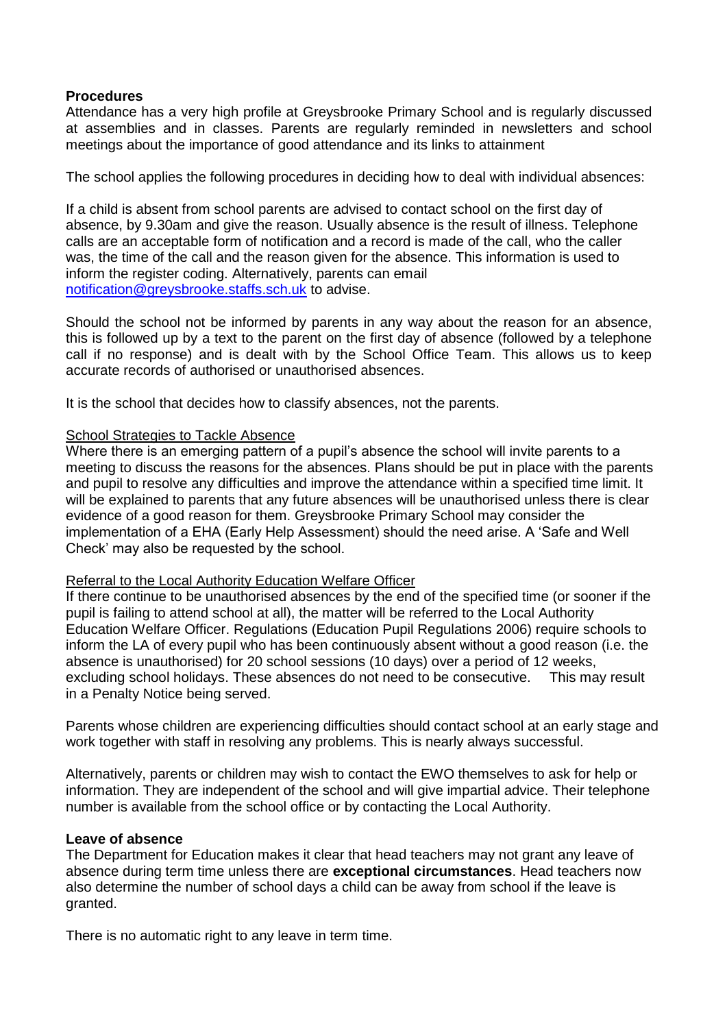**Procedures**

Attendance has a very high profile at Greysbrooke Primary School and is regularly discussed at assemblies and in classes. Parents are regularly reminded in newsletters and school meetings about the importance of good attendance and its links to attainment

The school applies the following procedures in deciding how to deal with individual absences:

If a child is absent from school parents are advised to contact school on the first day of absence, by 9.30am and give the reason. Usually absence is the result of illness. Telephone calls are an acceptable form of notification and a record is made of the call, who the caller was, the time of the call and the reason given for the absence. This information is used to inform the register coding. Alternatively, parents can email [notification@greysbrooke.staffs.sch.uk](mailto:notification@greysbrooke.staffs.sch.uk) to advise.

Should the school not be informed by parents in any way about the reason for an absence, this is followed up by a text to the parent on the first day of absence (followed by a telephone call if no response) and is dealt with by the School Office Team. This allows us to keep accurate records of authorised or unauthorised absences.

It is the school that decides how to classify absences, not the parents.

School Strategies to Tackle Absence

Where there is an emerging pattern of a pupil's absence the school will invite parents to a meeting to discuss the reasons for the absences. Plans should be put in place with the parents and pupil to resolve any difficulties and improve the attendance within a specified time limit. It will be explained to parents that any future absences will be unauthorised unless there is clear evidence of a good reason for them. Greysbrooke Primary School may consider the implementation of a EHA (Early Help Assessment) should the need arise. A 'Safe and Well Check' may also be requested by the school.

Referral to the Local Authority Education Welfare Officer

If there continue to be unauthorised absences by the end of the specified time (or sooner if the pupil is failing to attend school at all), the matter will be referred to the Local Authority Education Welfare Officer. Regulations (Education Pupil Regulations 2006) require schools to inform the LA of every pupil who has been continuously absent without a good reason (i.e. the absence is unauthorised) for 20 school sessions (10 days) over a period of 12 weeks, excluding school holidays. These absences do not need to be consecutive. This may result in a Penalty Notice being served.

Parents whose children are experiencing difficulties should contact school at an early stage and work together with staff in resolving any problems. This is nearly always successful.

Alternatively, parents or children may wish to contact the EWO themselves to ask for help or information. They are independent of the school and will give impartial advice. Their telephone number is available from the school office or by contacting the Local Authority.

**Leave of absence**

The Department for Education makes it clear that head teachers may not grant any leave of absence during term time unless there are **exceptional circumstances**. Head teachers now also determine the number of school days a child can be away from school if the leave is granted.

There is no automatic right to any leave in term time.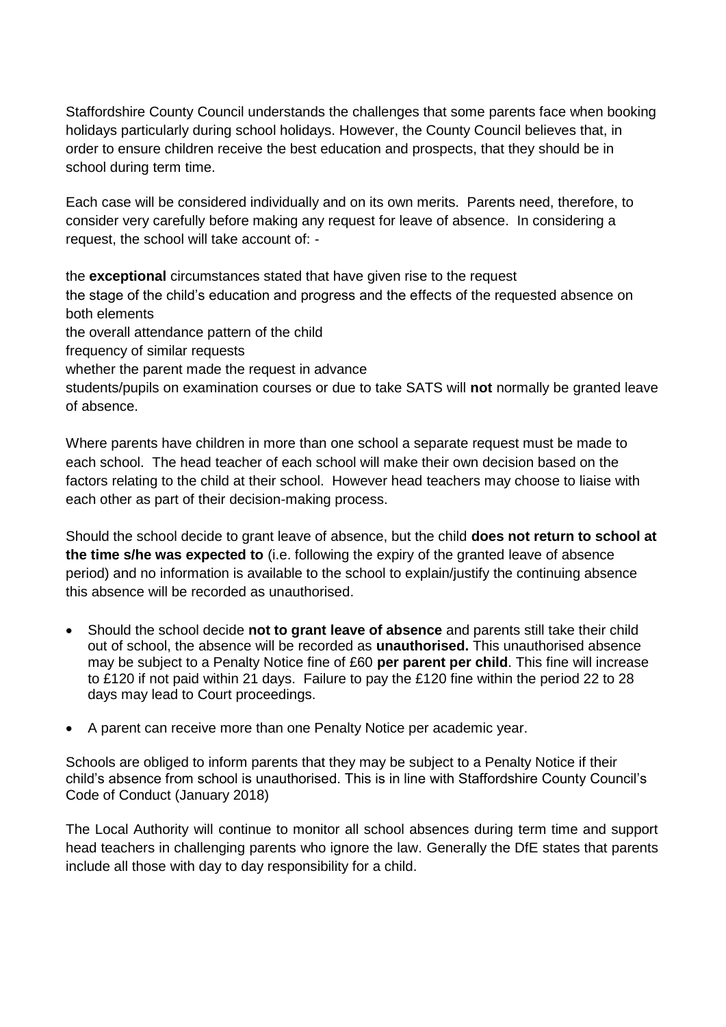Staffordshire County Council understands the challenges that some parents face when booking holidays particularly during school holidays. However, the County Council believes that, in order to ensure children receive the best education and prospects, that they should be in school during term time.

Each case will be considered individually and on its own merits. Parents need, therefore, to consider very carefully before making any request for leave of absence. In considering a request, the school will take account of: -

the **exceptional** circumstances stated that have given rise to the request
the stage of the child's education and progress and the effects of the requested absence on both elements
the overall attendance pattern of the child
frequency of similar requests
whether the parent made the request in advance
students/pupils on examination courses or due to take SATS will **not** normally be granted leave of absence.

Where parents have children in more than one school a separate request must be made to each school. The head teacher of each school will make their own decision based on the factors relating to the child at their school. However head teachers may choose to liaise with each other as part of their decision-making process.

Should the school decide to grant leave of absence, but the child **does not return to school at the time s/he was expected to** (i.e. following the expiry of the granted leave of absence period) and no information is available to the school to explain/justify the continuing absence this absence will be recorded as unauthorised.

- Should the school decide **not to grant leave of absence** and parents still take their child out of school, the absence will be recorded as **unauthorised.** This unauthorised absence may be subject to a Penalty Notice fine of £60 **per parent per child**. This fine will increase to £120 if not paid within 21 days. Failure to pay the £120 fine within the period 22 to 28 days may lead to Court proceedings.
- A parent can receive more than one Penalty Notice per academic year.

Schools are obliged to inform parents that they may be subject to a Penalty Notice if their child's absence from school is unauthorised. This is in line with Staffordshire County Council's Code of Conduct (January 2018)

The Local Authority will continue to monitor all school absences during term time and support head teachers in challenging parents who ignore the law. Generally the DfE states that parents include all those with day to day responsibility for a child.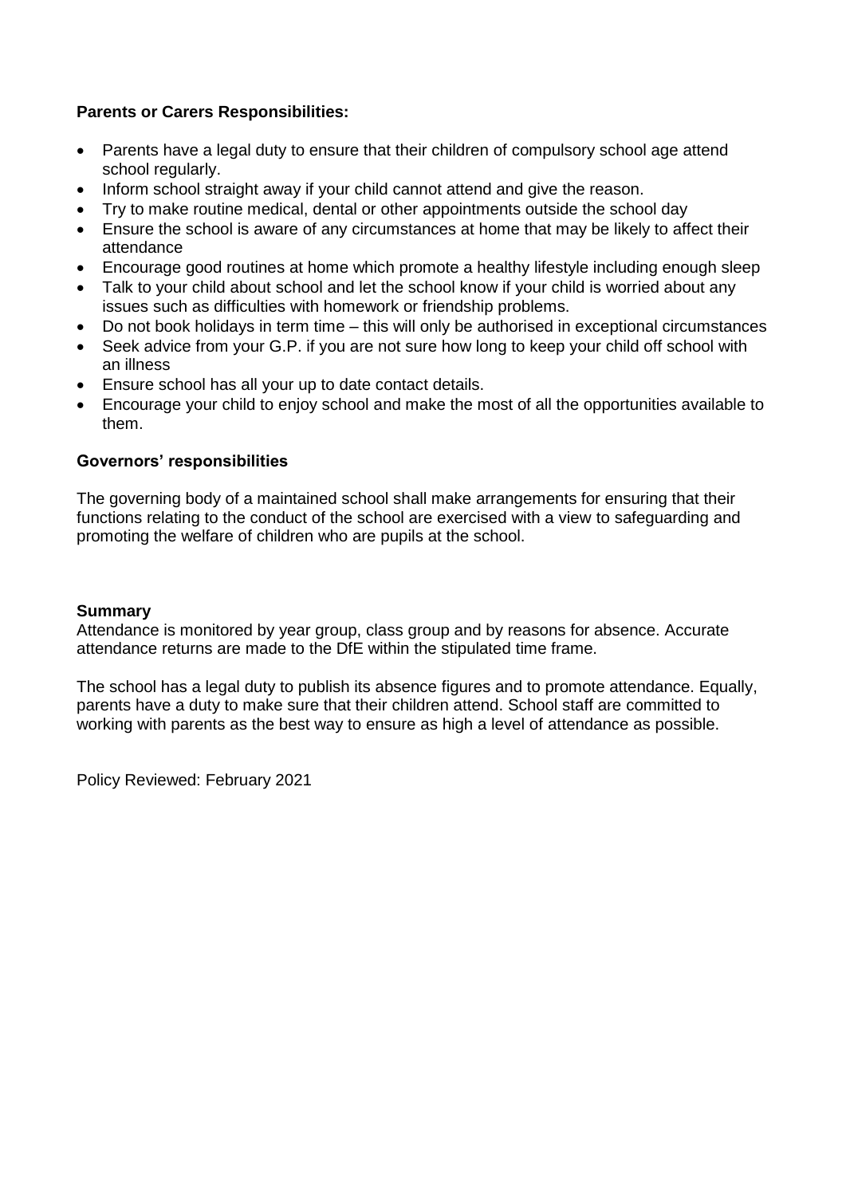**Parents or Carers Responsibilities:**

- Parents have a legal duty to ensure that their children of compulsory school age attend school regularly.
- Inform school straight away if your child cannot attend and give the reason.
- Try to make routine medical, dental or other appointments outside the school day
- Ensure the school is aware of any circumstances at home that may be likely to affect their attendance
- Encourage good routines at home which promote a healthy lifestyle including enough sleep
- Talk to your child about school and let the school know if your child is worried about any issues such as difficulties with homework or friendship problems.
- Do not book holidays in term time – this will only be authorised in exceptional circumstances
- Seek advice from your G.P. if you are not sure how long to keep your child off school with an illness
- Ensure school has all your up to date contact details.
- Encourage your child to enjoy school and make the most of all the opportunities available to them.

**Governors' responsibilities**

The governing body of a maintained school shall make arrangements for ensuring that their functions relating to the conduct of the school are exercised with a view to safeguarding and promoting the welfare of children who are pupils at the school.

**Summary**

Attendance is monitored by year group, class group and by reasons for absence. Accurate attendance returns are made to the DfE within the stipulated time frame.

The school has a legal duty to publish its absence figures and to promote attendance. Equally, parents have a duty to make sure that their children attend. School staff are committed to working with parents as the best way to ensure as high a level of attendance as possible.

Policy Reviewed: February 2021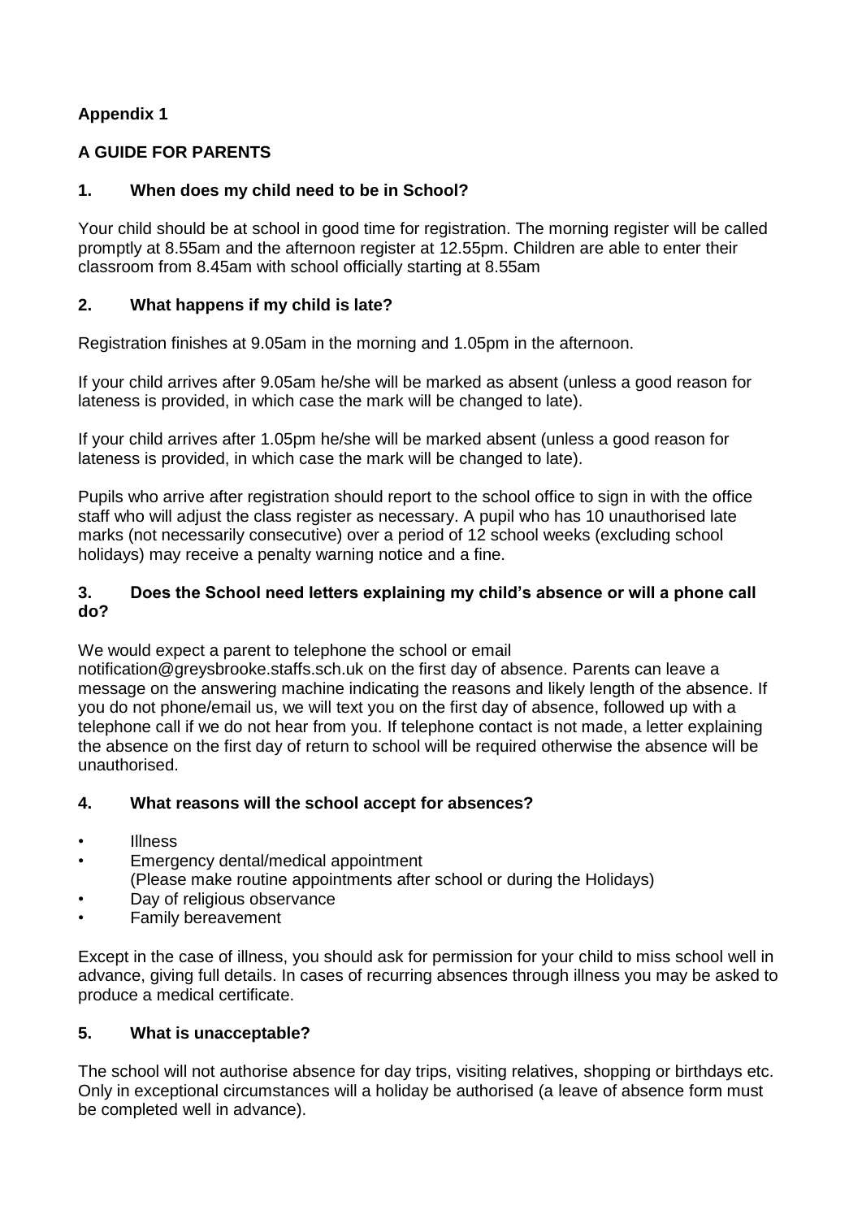**Appendix 1**

**A GUIDE FOR PARENTS**

### 1. When does my child need to be in School?

Your child should be at school in good time for registration. The morning register will be called promptly at 8.55am and the afternoon register at 12.55pm. Children are able to enter their classroom from 8.45am with school officially starting at 8.55am

### 2. What happens if my child is late?

Registration finishes at 9.05am in the morning and 1.05pm in the afternoon.

If your child arrives after 9.05am he/she will be marked as absent (unless a good reason for lateness is provided, in which case the mark will be changed to late).

If your child arrives after 1.05pm he/she will be marked absent (unless a good reason for lateness is provided, in which case the mark will be changed to late).

Pupils who arrive after registration should report to the school office to sign in with the office staff who will adjust the class register as necessary. A pupil who has 10 unauthorised late marks (not necessarily consecutive) over a period of 12 school weeks (excluding school holidays) may receive a penalty warning notice and a fine.

### 3. Does the School need letters explaining my child's absence or will a phone call do?

We would expect a parent to telephone the school or email notification@greysbrooke.staffs.sch.uk on the first day of absence. Parents can leave a message on the answering machine indicating the reasons and likely length of the absence. If you do not phone/email us, we will text you on the first day of absence, followed up with a telephone call if we do not hear from you. If telephone contact is not made, a letter explaining the absence on the first day of return to school will be required otherwise the absence will be unauthorised.

### 4. What reasons will the school accept for absences?

- Illness
- Emergency dental/medical appointment
  (Please make routine appointments after school or during the Holidays)
- Day of religious observance
- Family bereavement

Except in the case of illness, you should ask for permission for your child to miss school well in advance, giving full details. In cases of recurring absences through illness you may be asked to produce a medical certificate.

### 5. What is unacceptable?

The school will not authorise absence for day trips, visiting relatives, shopping or birthdays etc. Only in exceptional circumstances will a holiday be authorised (a leave of absence form must be completed well in advance).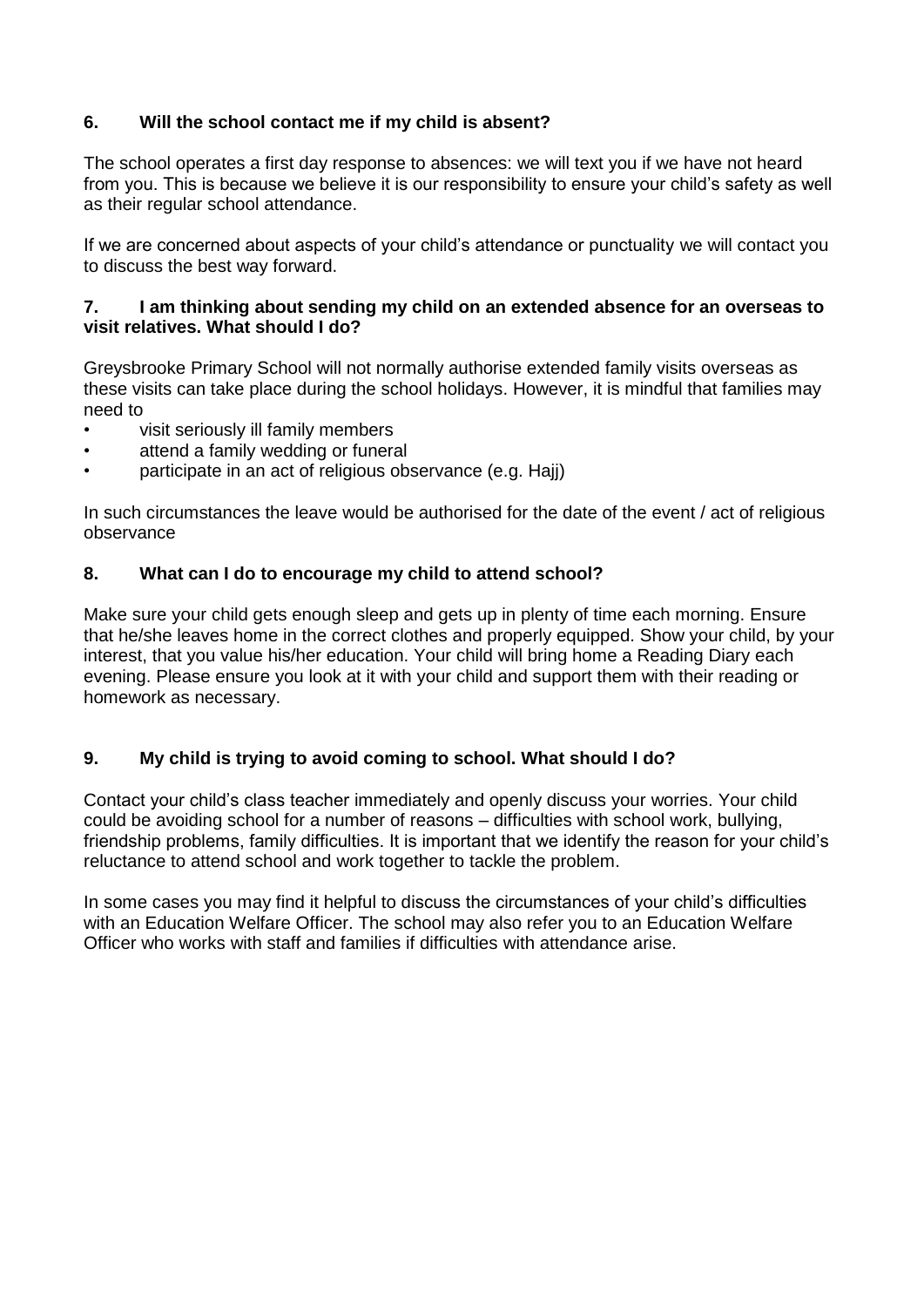### 6. Will the school contact me if my child is absent?

The school operates a first day response to absences: we will text you if we have not heard from you. This is because we believe it is our responsibility to ensure your child's safety as well as their regular school attendance.

If we are concerned about aspects of your child's attendance or punctuality we will contact you to discuss the best way forward.

### 7. I am thinking about sending my child on an extended absence for an overseas to visit relatives. What should I do?

Greysbrooke Primary School will not normally authorise extended family visits overseas as these visits can take place during the school holidays. However, it is mindful that families may need to

- visit seriously ill family members
- attend a family wedding or funeral
- participate in an act of religious observance (e.g. Hajj)

In such circumstances the leave would be authorised for the date of the event / act of religious observance

### 8. What can I do to encourage my child to attend school?

Make sure your child gets enough sleep and gets up in plenty of time each morning. Ensure that he/she leaves home in the correct clothes and properly equipped. Show your child, by your interest, that you value his/her education. Your child will bring home a Reading Diary each evening. Please ensure you look at it with your child and support them with their reading or homework as necessary.

### 9. My child is trying to avoid coming to school. What should I do?

Contact your child's class teacher immediately and openly discuss your worries. Your child could be avoiding school for a number of reasons – difficulties with school work, bullying, friendship problems, family difficulties. It is important that we identify the reason for your child's reluctance to attend school and work together to tackle the problem.

In some cases you may find it helpful to discuss the circumstances of your child's difficulties with an Education Welfare Officer. The school may also refer you to an Education Welfare Officer who works with staff and families if difficulties with attendance arise.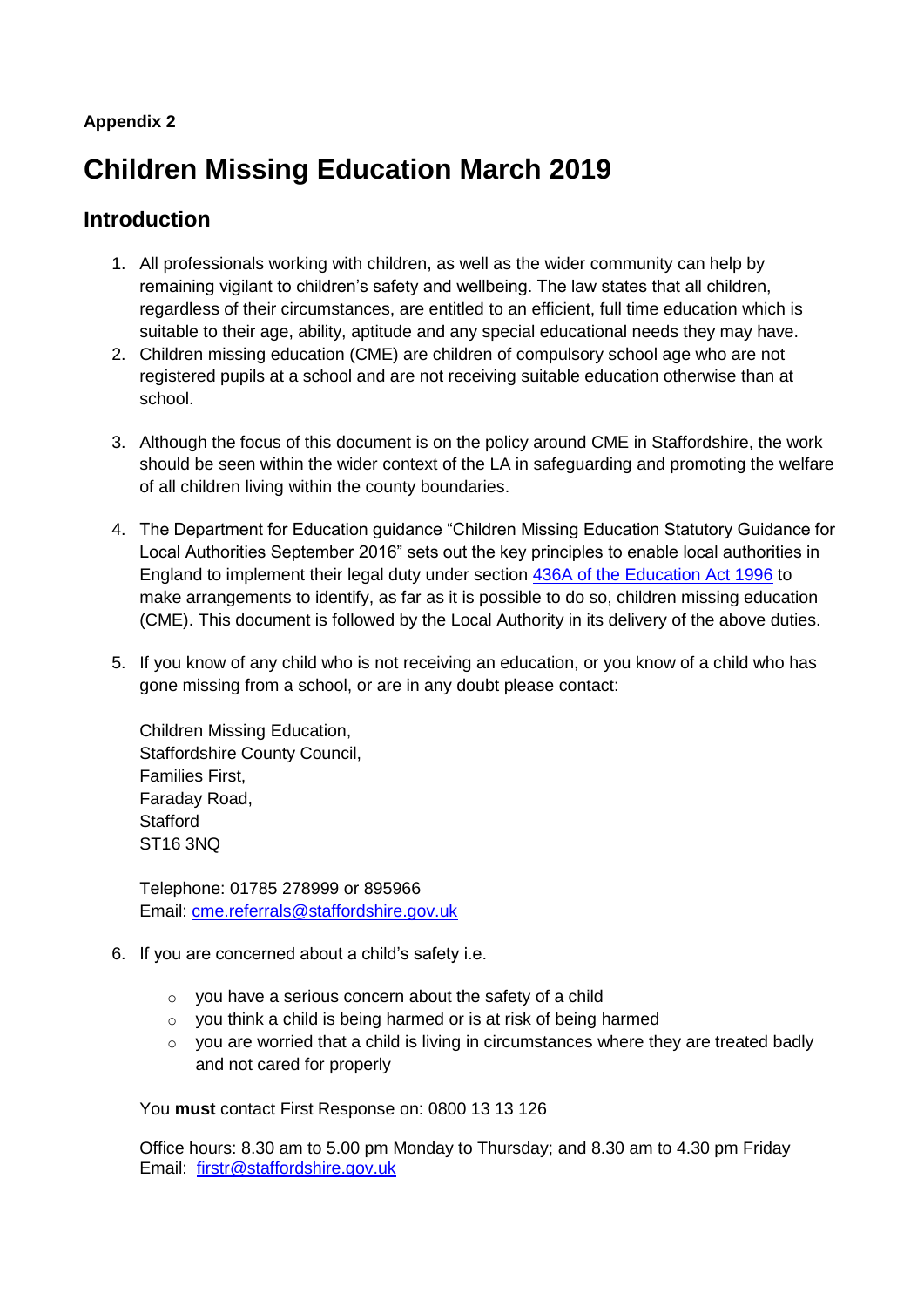**Appendix 2**

# Children Missing Education March 2019

## Introduction

1. All professionals working with children, as well as the wider community can help by remaining vigilant to children's safety and wellbeing. The law states that all children, regardless of their circumstances, are entitled to an efficient, full time education which is suitable to their age, ability, aptitude and any special educational needs they may have.
2. Children missing education (CME) are children of compulsory school age who are not registered pupils at a school and are not receiving suitable education otherwise than at school.
3. Although the focus of this document is on the policy around CME in Staffordshire, the work should be seen within the wider context of the LA in safeguarding and promoting the welfare of all children living within the county boundaries.
4. The Department for Education guidance "Children Missing Education Statutory Guidance for Local Authorities September 2016" sets out the key principles to enable local authorities in England to implement their legal duty under section 436A of the Education Act 1996 to make arrangements to identify, as far as it is possible to do so, children missing education (CME). This document is followed by the Local Authority in its delivery of the above duties.
5. If you know of any child who is not receiving an education, or you know of a child who has gone missing from a school, or are in any doubt please contact:

   Children Missing Education,
   Staffordshire County Council,
   Families First,
   Faraday Road,
   Stafford
   ST16 3NQ

   Telephone: 01785 278999 or 895966
   Email: cme.referrals@staffordshire.gov.uk

6. If you are concerned about a child's safety i.e.

   - you have a serious concern about the safety of a child
   - you think a child is being harmed or is at risk of being harmed
   - you are worried that a child is living in circumstances where they are treated badly and not cared for properly

   You **must** contact First Response on: 0800 13 13 126

   Office hours: 8.30 am to 5.00 pm Monday to Thursday; and 8.30 am to 4.30 pm Friday
   Email: firstr@staffordshire.gov.uk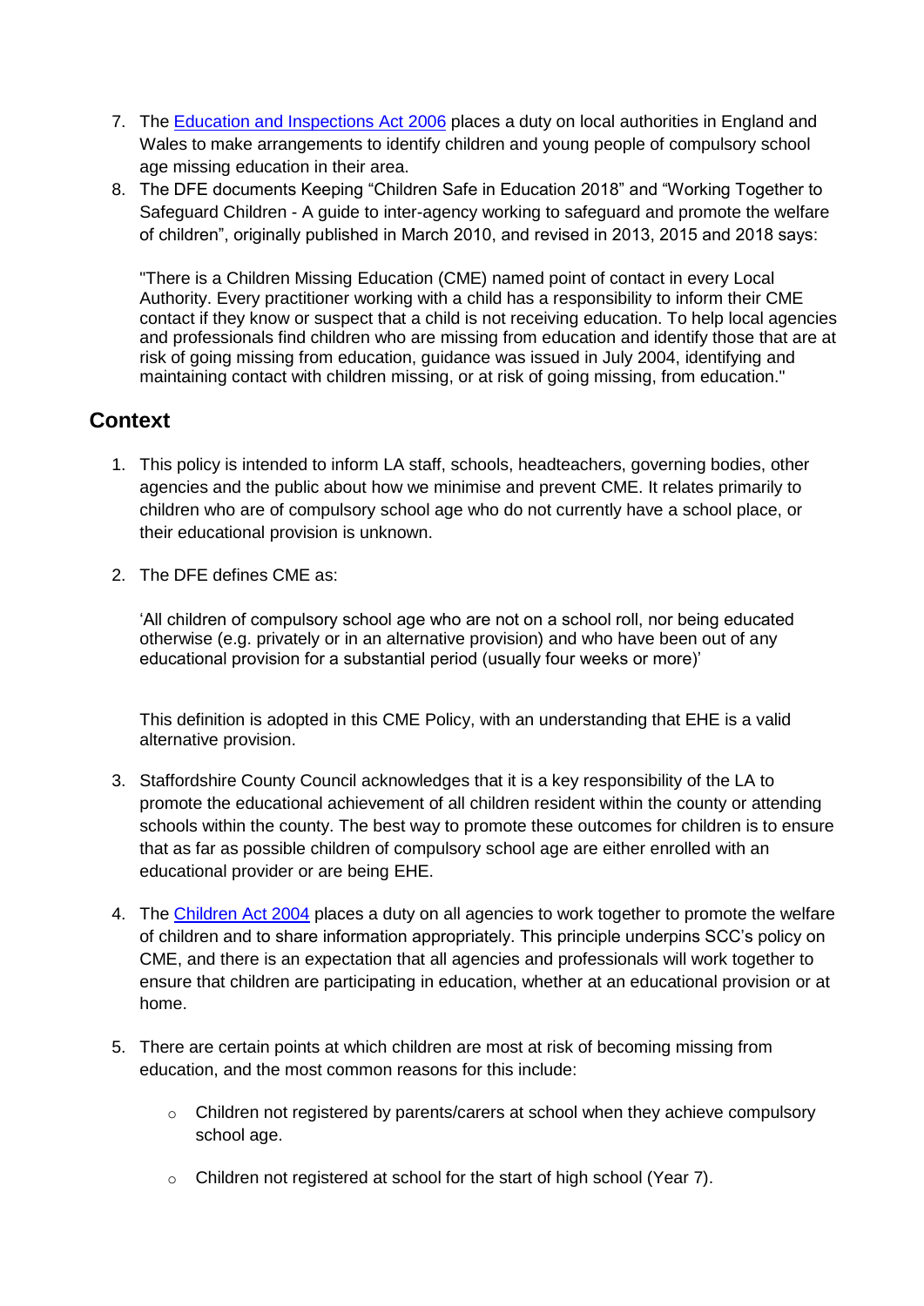7. The [Education and Inspections Act 2006](#) places a duty on local authorities in England and Wales to make arrangements to identify children and young people of compulsory school age missing education in their area.
8. The DFE documents Keeping "Children Safe in Education 2018" and "Working Together to Safeguard Children - A guide to inter-agency working to safeguard and promote the welfare of children", originally published in March 2010, and revised in 2013, 2015 and 2018 says:

   "There is a Children Missing Education (CME) named point of contact in every Local Authority. Every practitioner working with a child has a responsibility to inform their CME contact if they know or suspect that a child is not receiving education. To help local agencies and professionals find children who are missing from education and identify those that are at risk of going missing from education, guidance was issued in July 2004, identifying and maintaining contact with children missing, or at risk of going missing, from education."

## Context

1. This policy is intended to inform LA staff, schools, headteachers, governing bodies, other agencies and the public about how we minimise and prevent CME. It relates primarily to children who are of compulsory school age who do not currently have a school place, or their educational provision is unknown.

2. The DFE defines CME as:

   'All children of compulsory school age who are not on a school roll, nor being educated otherwise (e.g. privately or in an alternative provision) and who have been out of any educational provision for a substantial period (usually four weeks or more)'

   This definition is adopted in this CME Policy, with an understanding that EHE is a valid alternative provision.

3. Staffordshire County Council acknowledges that it is a key responsibility of the LA to promote the educational achievement of all children resident within the county or attending schools within the county. The best way to promote these outcomes for children is to ensure that as far as possible children of compulsory school age are either enrolled with an educational provider or are being EHE.

4. The [Children Act 2004](#) places a duty on all agencies to work together to promote the welfare of children and to share information appropriately. This principle underpins SCC's policy on CME, and there is an expectation that all agencies and professionals will work together to ensure that children are participating in education, whether at an educational provision or at home.

5. There are certain points at which children are most at risk of becoming missing from education, and the most common reasons for this include:

   - Children not registered by parents/carers at school when they achieve compulsory school age.

   - Children not registered at school for the start of high school (Year 7).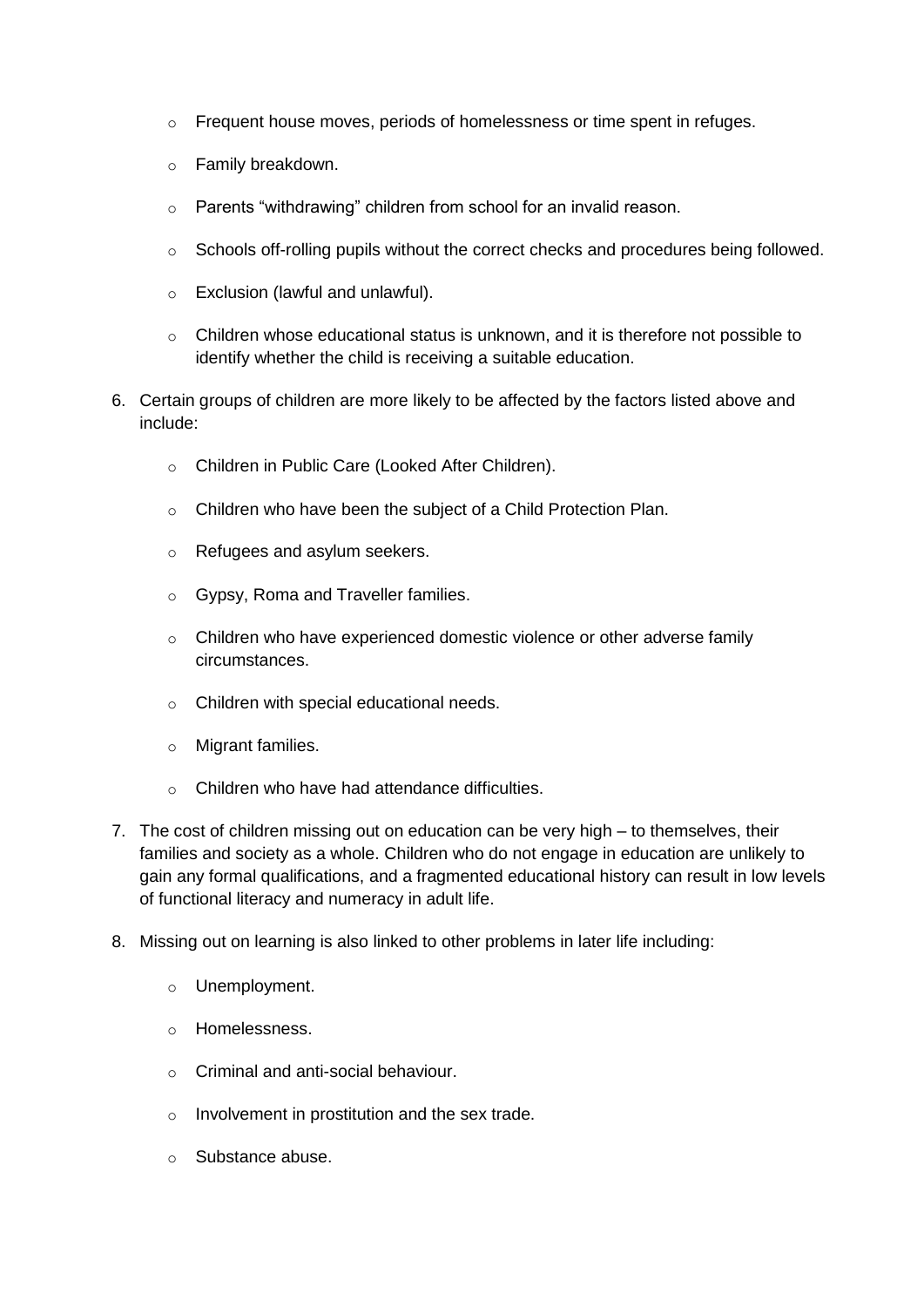- Frequent house moves, periods of homelessness or time spent in refuges.
- Family breakdown.
- Parents "withdrawing" children from school for an invalid reason.
- Schools off-rolling pupils without the correct checks and procedures being followed.
- Exclusion (lawful and unlawful).
- Children whose educational status is unknown, and it is therefore not possible to identify whether the child is receiving a suitable education.

6. Certain groups of children are more likely to be affected by the factors listed above and include:
   - Children in Public Care (Looked After Children).
   - Children who have been the subject of a Child Protection Plan.
   - Refugees and asylum seekers.
   - Gypsy, Roma and Traveller families.
   - Children who have experienced domestic violence or other adverse family circumstances.
   - Children with special educational needs.
   - Migrant families.
   - Children who have had attendance difficulties.

7. The cost of children missing out on education can be very high – to themselves, their families and society as a whole. Children who do not engage in education are unlikely to gain any formal qualifications, and a fragmented educational history can result in low levels of functional literacy and numeracy in adult life.

8. Missing out on learning is also linked to other problems in later life including:
   - Unemployment.
   - Homelessness.
   - Criminal and anti-social behaviour.
   - Involvement in prostitution and the sex trade.
   - Substance abuse.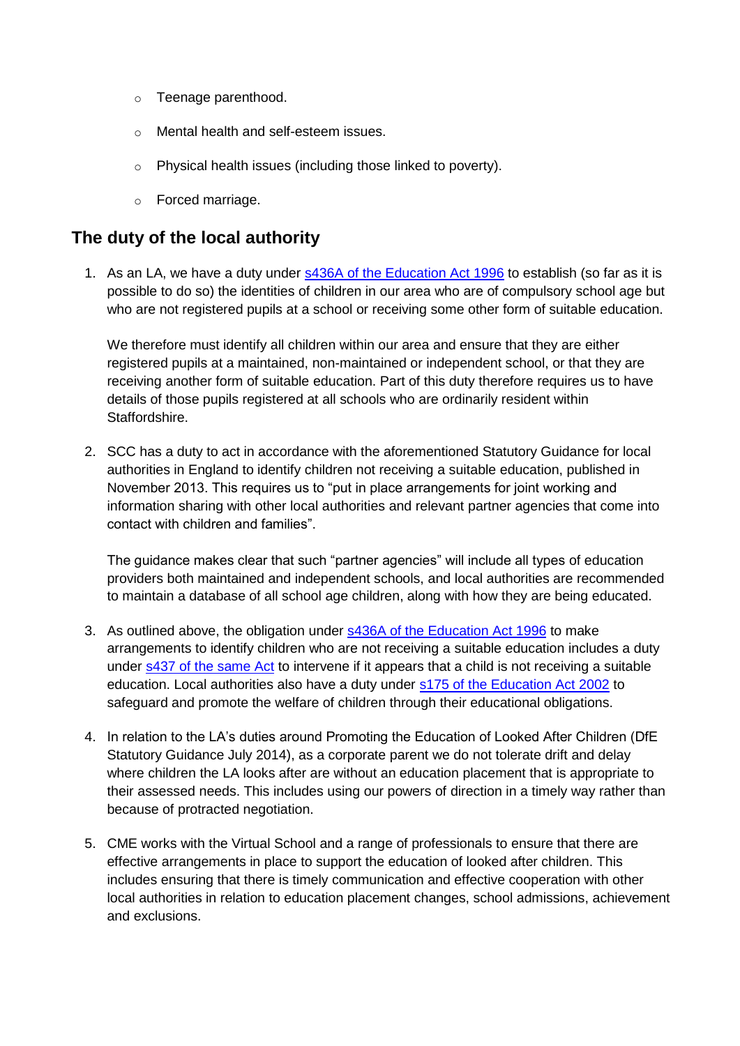- Teenage parenthood.
- Mental health and self-esteem issues.
- Physical health issues (including those linked to poverty).
- Forced marriage.

## The duty of the local authority

1. As an LA, we have a duty under [s436A of the Education Act 1996] to establish (so far as it is possible to do so) the identities of children in our area who are of compulsory school age but who are not registered pupils at a school or receiving some other form of suitable education.

   We therefore must identify all children within our area and ensure that they are either registered pupils at a maintained, non-maintained or independent school, or that they are receiving another form of suitable education. Part of this duty therefore requires us to have details of those pupils registered at all schools who are ordinarily resident within Staffordshire.

2. SCC has a duty to act in accordance with the aforementioned Statutory Guidance for local authorities in England to identify children not receiving a suitable education, published in November 2013. This requires us to "put in place arrangements for joint working and information sharing with other local authorities and relevant partner agencies that come into contact with children and families".

   The guidance makes clear that such "partner agencies" will include all types of education providers both maintained and independent schools, and local authorities are recommended to maintain a database of all school age children, along with how they are being educated.

3. As outlined above, the obligation under [s436A of the Education Act 1996] to make arrangements to identify children who are not receiving a suitable education includes a duty under [s437 of the same Act] to intervene if it appears that a child is not receiving a suitable education. Local authorities also have a duty under [s175 of the Education Act 2002] to safeguard and promote the welfare of children through their educational obligations.

4. In relation to the LA's duties around Promoting the Education of Looked After Children (DfE Statutory Guidance July 2014), as a corporate parent we do not tolerate drift and delay where children the LA looks after are without an education placement that is appropriate to their assessed needs. This includes using our powers of direction in a timely way rather than because of protracted negotiation.

5. CME works with the Virtual School and a range of professionals to ensure that there are effective arrangements in place to support the education of looked after children. This includes ensuring that there is timely communication and effective cooperation with other local authorities in relation to education placement changes, school admissions, achievement and exclusions.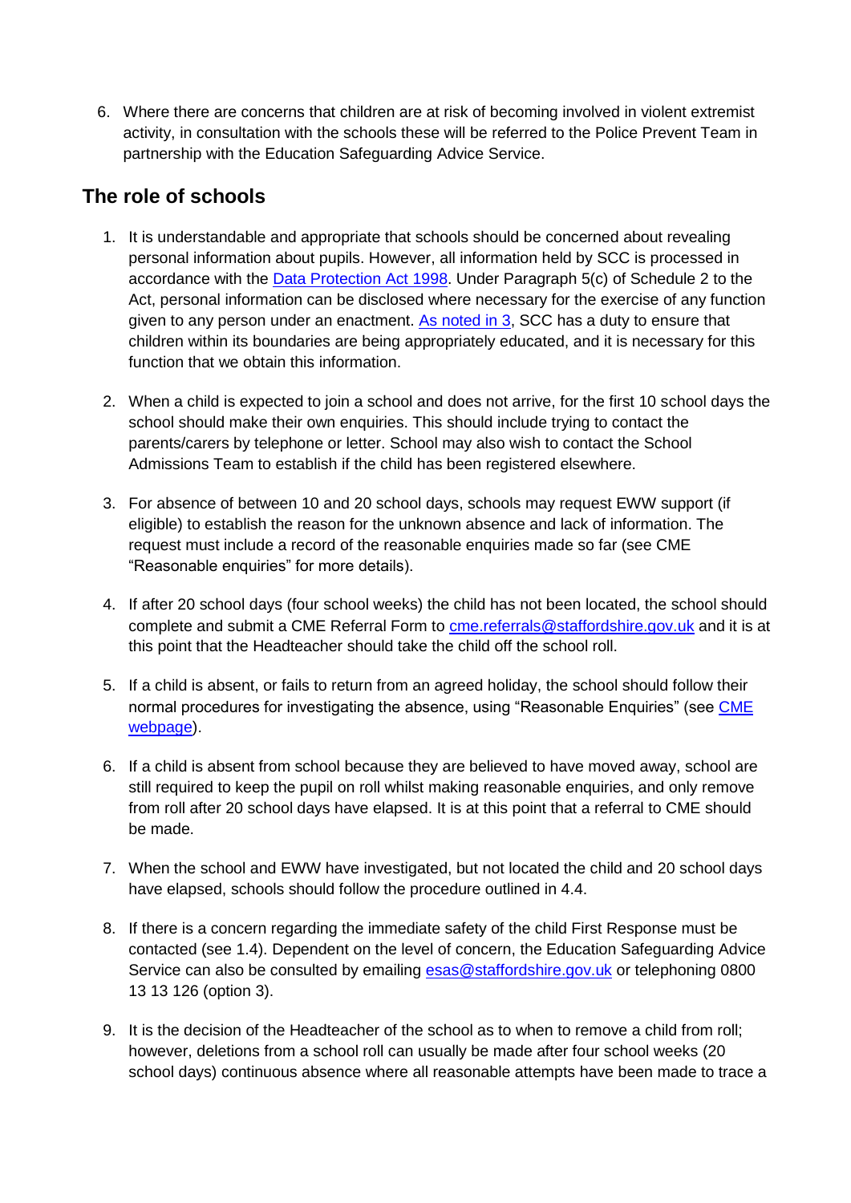6. Where there are concerns that children are at risk of becoming involved in violent extremist activity, in consultation with the schools these will be referred to the Police Prevent Team in partnership with the Education Safeguarding Advice Service.

## The role of schools

1. It is understandable and appropriate that schools should be concerned about revealing personal information about pupils. However, all information held by SCC is processed in accordance with the Data Protection Act 1998. Under Paragraph 5(c) of Schedule 2 to the Act, personal information can be disclosed where necessary for the exercise of any function given to any person under an enactment. As noted in 3, SCC has a duty to ensure that children within its boundaries are being appropriately educated, and it is necessary for this function that we obtain this information.

2. When a child is expected to join a school and does not arrive, for the first 10 school days the school should make their own enquiries. This should include trying to contact the parents/carers by telephone or letter. School may also wish to contact the School Admissions Team to establish if the child has been registered elsewhere.

3. For absence of between 10 and 20 school days, schools may request EWW support (if eligible) to establish the reason for the unknown absence and lack of information. The request must include a record of the reasonable enquiries made so far (see CME "Reasonable enquiries" for more details).

4. If after 20 school days (four school weeks) the child has not been located, the school should complete and submit a CME Referral Form to cme.referrals@staffordshire.gov.uk and it is at this point that the Headteacher should take the child off the school roll.

5. If a child is absent, or fails to return from an agreed holiday, the school should follow their normal procedures for investigating the absence, using "Reasonable Enquiries" (see CME webpage).

6. If a child is absent from school because they are believed to have moved away, school are still required to keep the pupil on roll whilst making reasonable enquiries, and only remove from roll after 20 school days have elapsed. It is at this point that a referral to CME should be made.

7. When the school and EWW have investigated, but not located the child and 20 school days have elapsed, schools should follow the procedure outlined in 4.4.

8. If there is a concern regarding the immediate safety of the child First Response must be contacted (see 1.4). Dependent on the level of concern, the Education Safeguarding Advice Service can also be consulted by emailing esas@staffordshire.gov.uk or telephoning 0800 13 13 126 (option 3).

9. It is the decision of the Headteacher of the school as to when to remove a child from roll; however, deletions from a school roll can usually be made after four school weeks (20 school days) continuous absence where all reasonable attempts have been made to trace a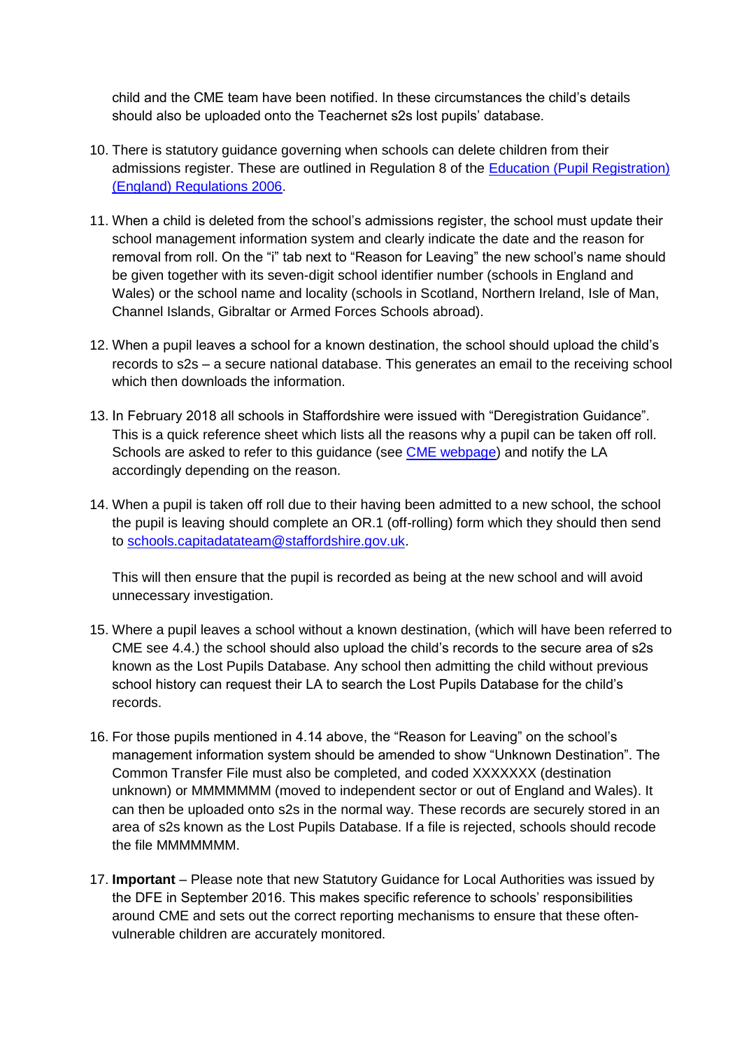child and the CME team have been notified. In these circumstances the child's details should also be uploaded onto the Teachernet s2s lost pupils' database.

10. There is statutory guidance governing when schools can delete children from their admissions register. These are outlined in Regulation 8 of the [Education (Pupil Registration) (England) Regulations 2006](#).

11. When a child is deleted from the school's admissions register, the school must update their school management information system and clearly indicate the date and the reason for removal from roll. On the "i" tab next to "Reason for Leaving" the new school's name should be given together with its seven-digit school identifier number (schools in England and Wales) or the school name and locality (schools in Scotland, Northern Ireland, Isle of Man, Channel Islands, Gibraltar or Armed Forces Schools abroad).

12. When a pupil leaves a school for a known destination, the school should upload the child's records to s2s – a secure national database. This generates an email to the receiving school which then downloads the information.

13. In February 2018 all schools in Staffordshire were issued with "Deregistration Guidance". This is a quick reference sheet which lists all the reasons why a pupil can be taken off roll. Schools are asked to refer to this guidance (see [CME webpage](#)) and notify the LA accordingly depending on the reason.

14. When a pupil is taken off roll due to their having been admitted to a new school, the school the pupil is leaving should complete an OR.1 (off-rolling) form which they should then send to [schools.capitadatateam@staffordshire.gov.uk](mailto:schools.capitadatateam@staffordshire.gov.uk).

    This will then ensure that the pupil is recorded as being at the new school and will avoid unnecessary investigation.

15. Where a pupil leaves a school without a known destination, (which will have been referred to CME see 4.4.) the school should also upload the child's records to the secure area of s2s known as the Lost Pupils Database. Any school then admitting the child without previous school history can request their LA to search the Lost Pupils Database for the child's records.

16. For those pupils mentioned in 4.14 above, the "Reason for Leaving" on the school's management information system should be amended to show "Unknown Destination". The Common Transfer File must also be completed, and coded XXXXXXX (destination unknown) or MMMMMMM (moved to independent sector or out of England and Wales). It can then be uploaded onto s2s in the normal way. These records are securely stored in an area of s2s known as the Lost Pupils Database. If a file is rejected, schools should recode the file MMMMMMM.

17. **Important** – Please note that new Statutory Guidance for Local Authorities was issued by the DFE in September 2016. This makes specific reference to schools' responsibilities around CME and sets out the correct reporting mechanisms to ensure that these often-vulnerable children are accurately monitored.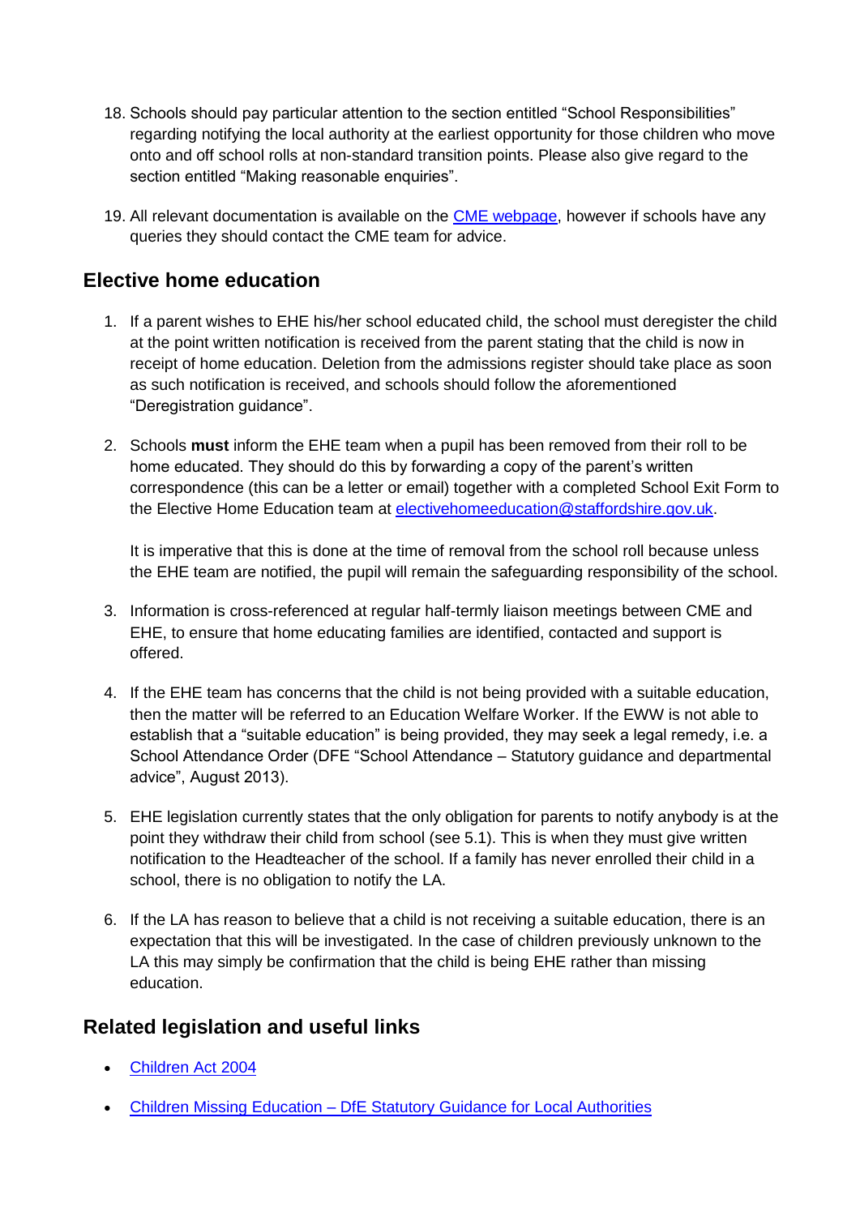18. Schools should pay particular attention to the section entitled "School Responsibilities" regarding notifying the local authority at the earliest opportunity for those children who move onto and off school rolls at non-standard transition points. Please also give regard to the section entitled "Making reasonable enquiries".

19. All relevant documentation is available on the [CME webpage](), however if schools have any queries they should contact the CME team for advice.

## Elective home education

1. If a parent wishes to EHE his/her school educated child, the school must deregister the child at the point written notification is received from the parent stating that the child is now in receipt of home education. Deletion from the admissions register should take place as soon as such notification is received, and schools should follow the aforementioned "Deregistration guidance".

2. Schools **must** inform the EHE team when a pupil has been removed from their roll to be home educated. They should do this by forwarding a copy of the parent's written correspondence (this can be a letter or email) together with a completed School Exit Form to the Elective Home Education team at [electivehomeeducation@staffordshire.gov.uk](mailto:electivehomeeducation@staffordshire.gov.uk).

   It is imperative that this is done at the time of removal from the school roll because unless the EHE team are notified, the pupil will remain the safeguarding responsibility of the school.

3. Information is cross-referenced at regular half-termly liaison meetings between CME and EHE, to ensure that home educating families are identified, contacted and support is offered.

4. If the EHE team has concerns that the child is not being provided with a suitable education, then the matter will be referred to an Education Welfare Worker. If the EWW is not able to establish that a "suitable education" is being provided, they may seek a legal remedy, i.e. a School Attendance Order (DFE "School Attendance – Statutory guidance and departmental advice", August 2013).

5. EHE legislation currently states that the only obligation for parents to notify anybody is at the point they withdraw their child from school (see 5.1). This is when they must give written notification to the Headteacher of the school. If a family has never enrolled their child in a school, there is no obligation to notify the LA.

6. If the LA has reason to believe that a child is not receiving a suitable education, there is an expectation that this will be investigated. In the case of children previously unknown to the LA this may simply be confirmation that the child is being EHE rather than missing education.

## Related legislation and useful links

- [Children Act 2004]()
- [Children Missing Education – DfE Statutory Guidance for Local Authorities]()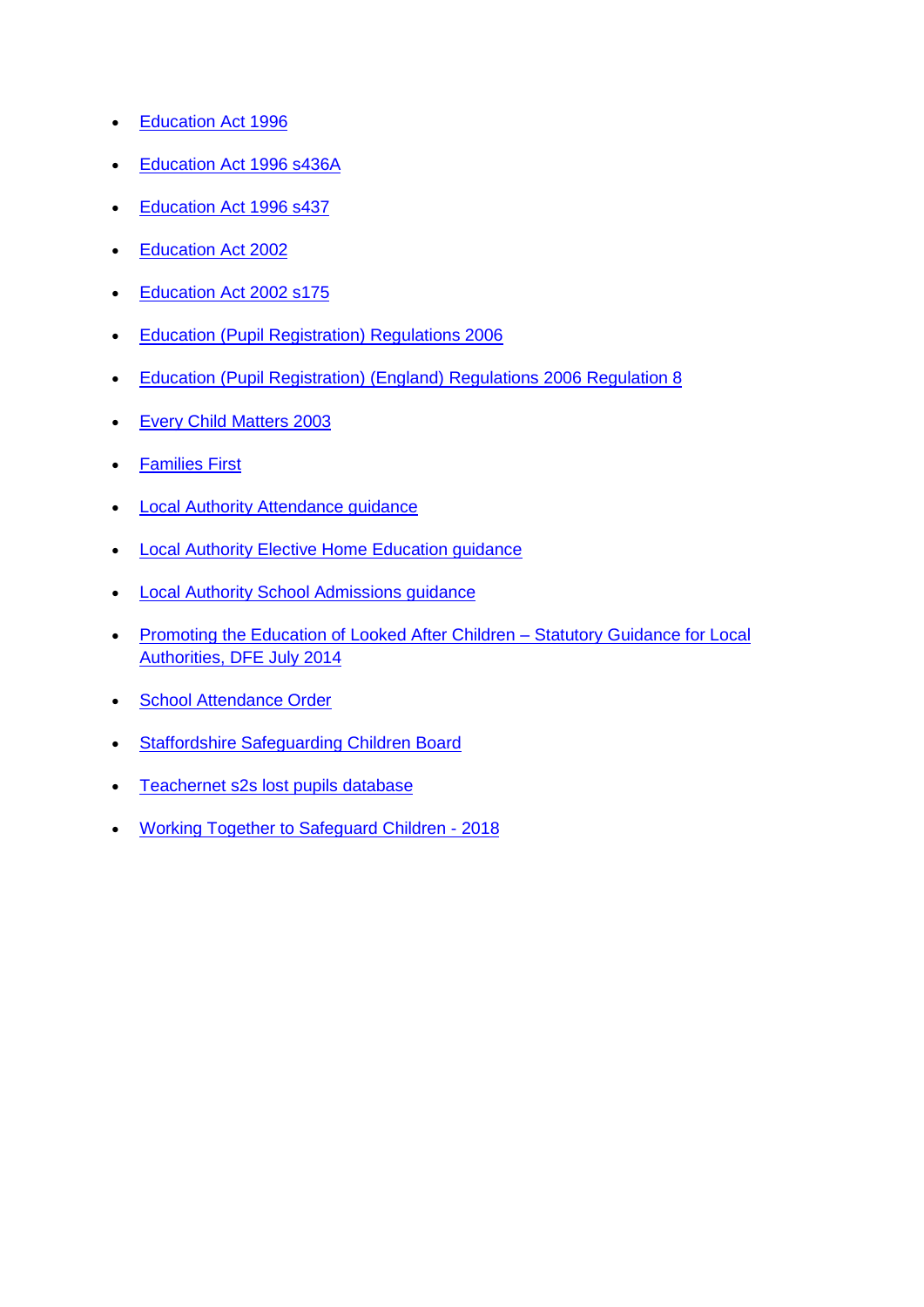- Education Act 1996
- Education Act 1996 s436A
- Education Act 1996 s437
- Education Act 2002
- Education Act 2002 s175
- Education (Pupil Registration) Regulations 2006
- Education (Pupil Registration) (England) Regulations 2006 Regulation 8
- Every Child Matters 2003
- Families First
- Local Authority Attendance guidance
- Local Authority Elective Home Education guidance
- Local Authority School Admissions guidance
- Promoting the Education of Looked After Children – Statutory Guidance for Local Authorities, DFE July 2014
- School Attendance Order
- Staffordshire Safeguarding Children Board
- Teachernet s2s lost pupils database
- Working Together to Safeguard Children - 2018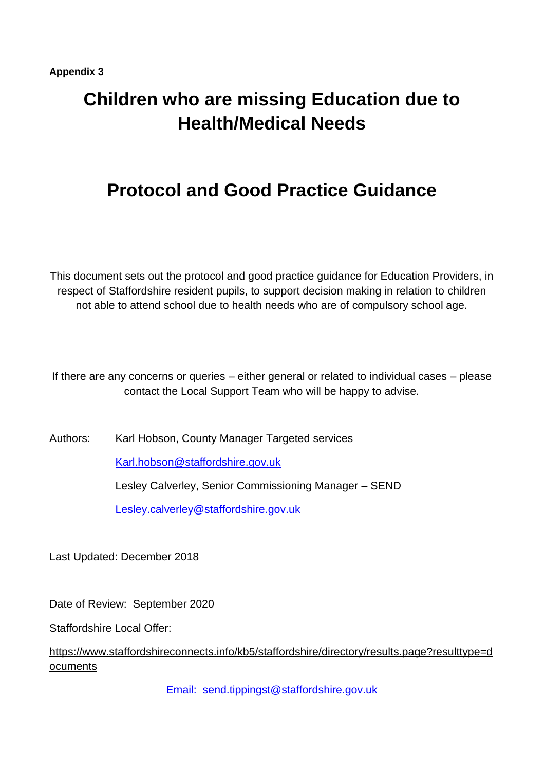**Appendix 3**

# Children who are missing Education due to Health/Medical Needs

# Protocol and Good Practice Guidance

This document sets out the protocol and good practice guidance for Education Providers, in respect of Staffordshire resident pupils, to support decision making in relation to children not able to attend school due to health needs who are of compulsory school age.

If there are any concerns or queries – either general or related to individual cases – please contact the Local Support Team who will be happy to advise.

Authors: Karl Hobson, County Manager Targeted services

Karl.hobson@staffordshire.gov.uk

Lesley Calverley, Senior Commissioning Manager – SEND

Lesley.calverley@staffordshire.gov.uk

Last Updated: December 2018

Date of Review: September 2020

Staffordshire Local Offer:

https://www.staffordshireconnects.info/kb5/staffordshire/directory/results.page?resulttype=documents

Email: send.tippingst@staffordshire.gov.uk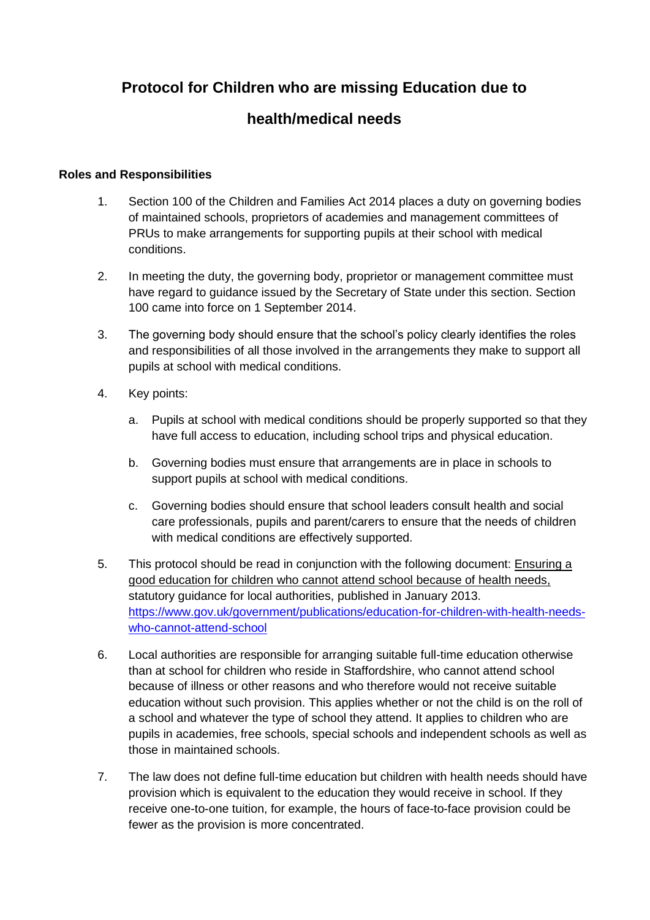# Protocol for Children who are missing Education due to health/medical needs

### Roles and Responsibilities

1. Section 100 of the Children and Families Act 2014 places a duty on governing bodies of maintained schools, proprietors of academies and management committees of PRUs to make arrangements for supporting pupils at their school with medical conditions.

2. In meeting the duty, the governing body, proprietor or management committee must have regard to guidance issued by the Secretary of State under this section. Section 100 came into force on 1 September 2014.

3. The governing body should ensure that the school's policy clearly identifies the roles and responsibilities of all those involved in the arrangements they make to support all pupils at school with medical conditions.

4. Key points:

   a. Pupils at school with medical conditions should be properly supported so that they have full access to education, including school trips and physical education.

   b. Governing bodies must ensure that arrangements are in place in schools to support pupils at school with medical conditions.

   c. Governing bodies should ensure that school leaders consult health and social care professionals, pupils and parent/carers to ensure that the needs of children with medical conditions are effectively supported.

5. This protocol should be read in conjunction with the following document: Ensuring a good education for children who cannot attend school because of health needs, statutory guidance for local authorities, published in January 2013. [https://www.gov.uk/government/publications/education-for-children-with-health-needs-who-cannot-attend-school](https://www.gov.uk/government/publications/education-for-children-with-health-needs-who-cannot-attend-school)

6. Local authorities are responsible for arranging suitable full-time education otherwise than at school for children who reside in Staffordshire, who cannot attend school because of illness or other reasons and who therefore would not receive suitable education without such provision. This applies whether or not the child is on the roll of a school and whatever the type of school they attend. It applies to children who are pupils in academies, free schools, special schools and independent schools as well as those in maintained schools.

7. The law does not define full-time education but children with health needs should have provision which is equivalent to the education they would receive in school. If they receive one-to-one tuition, for example, the hours of face-to-face provision could be fewer as the provision is more concentrated.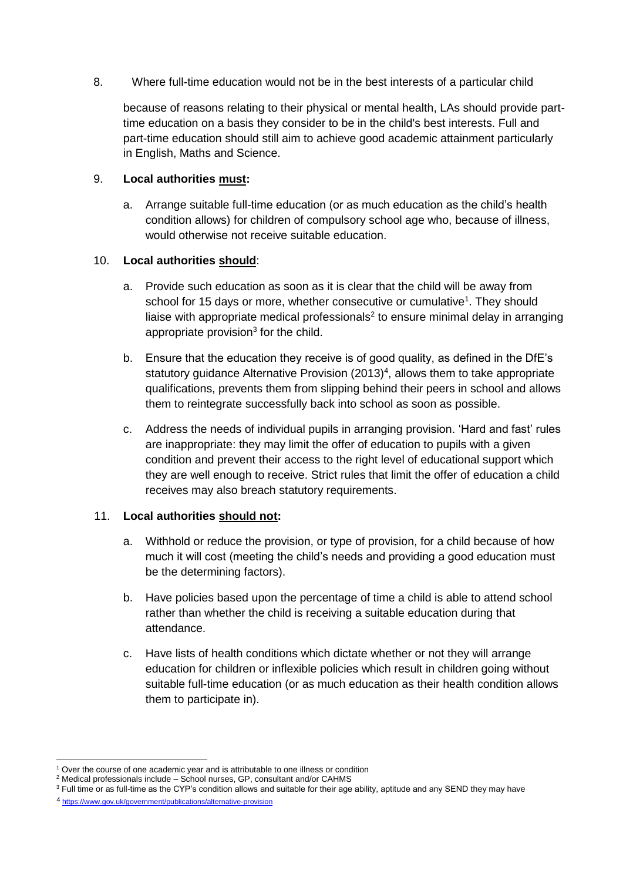8. Where full-time education would not be in the best interests of a particular child because of reasons relating to their physical or mental health, LAs should provide part-time education on a basis they consider to be in the child's best interests. Full and part-time education should still aim to achieve good academic attainment particularly in English, Maths and Science.

9. **Local authorities must:**

   a. Arrange suitable full-time education (or as much education as the child's health condition allows) for children of compulsory school age who, because of illness, would otherwise not receive suitable education.

10. **Local authorities should**:

    a. Provide such education as soon as it is clear that the child will be away from school for 15 days or more, whether consecutive or cumulative[1]. They should liaise with appropriate medical professionals[2] to ensure minimal delay in arranging appropriate provision[3] for the child.

    b. Ensure that the education they receive is of good quality, as defined in the DfE's statutory guidance Alternative Provision (2013)[4], allows them to take appropriate qualifications, prevents them from slipping behind their peers in school and allows them to reintegrate successfully back into school as soon as possible.

    c. Address the needs of individual pupils in arranging provision. 'Hard and fast' rules are inappropriate: they may limit the offer of education to pupils with a given condition and prevent their access to the right level of educational support which they are well enough to receive. Strict rules that limit the offer of education a child receives may also breach statutory requirements.

11. **Local authorities should not:**

    a. Withhold or reduce the provision, or type of provision, for a child because of how much it will cost (meeting the child's needs and providing a good education must be the determining factors).

    b. Have policies based upon the percentage of time a child is able to attend school rather than whether the child is receiving a suitable education during that attendance.

    c. Have lists of health conditions which dictate whether or not they will arrange education for children or inflexible policies which result in children going without suitable full-time education (or as much education as their health condition allows them to participate in).

---

[1] Over the course of one academic year and is attributable to one illness or condition

[2] Medical professionals include – School nurses, GP, consultant and/or CAHMS

[3] Full time or as full-time as the CYP's condition allows and suitable for their age ability, aptitude and any SEND they may have

[4] https://www.gov.uk/government/publications/alternative-provision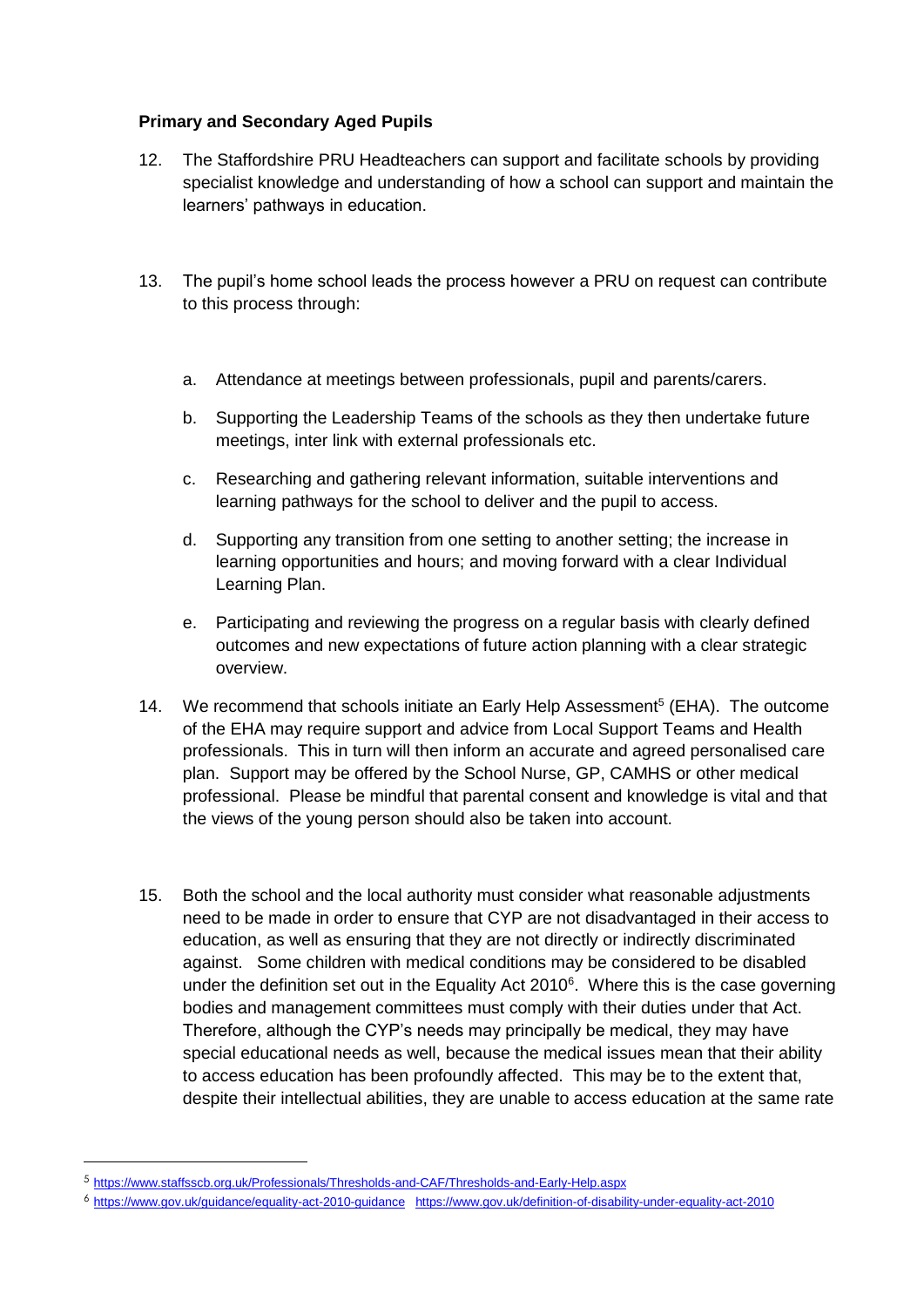**Primary and Secondary Aged Pupils**

12. The Staffordshire PRU Headteachers can support and facilitate schools by providing specialist knowledge and understanding of how a school can support and maintain the learners' pathways in education.

13. The pupil's home school leads the process however a PRU on request can contribute to this process through:

    a. Attendance at meetings between professionals, pupil and parents/carers.

    b. Supporting the Leadership Teams of the schools as they then undertake future meetings, inter link with external professionals etc.

    c. Researching and gathering relevant information, suitable interventions and learning pathways for the school to deliver and the pupil to access.

    d. Supporting any transition from one setting to another setting; the increase in learning opportunities and hours; and moving forward with a clear Individual Learning Plan.

    e. Participating and reviewing the progress on a regular basis with clearly defined outcomes and new expectations of future action planning with a clear strategic overview.

14. We recommend that schools initiate an Early Help Assessment[5] (EHA). The outcome of the EHA may require support and advice from Local Support Teams and Health professionals. This in turn will then inform an accurate and agreed personalised care plan. Support may be offered by the School Nurse, GP, CAMHS or other medical professional. Please be mindful that parental consent and knowledge is vital and that the views of the young person should also be taken into account.

15. Both the school and the local authority must consider what reasonable adjustments need to be made in order to ensure that CYP are not disadvantaged in their access to education, as well as ensuring that they are not directly or indirectly discriminated against. Some children with medical conditions may be considered to be disabled under the definition set out in the Equality Act 2010[6]. Where this is the case governing bodies and management committees must comply with their duties under that Act. Therefore, although the CYP's needs may principally be medical, they may have special educational needs as well, because the medical issues mean that their ability to access education has been profoundly affected. This may be to the extent that, despite their intellectual abilities, they are unable to access education at the same rate

---

[5] https://www.staffsscb.org.uk/Professionals/Thresholds-and-CAF/Thresholds-and-Early-Help.aspx

[6] https://www.gov.uk/guidance/equality-act-2010-guidance https://www.gov.uk/definition-of-disability-under-equality-act-2010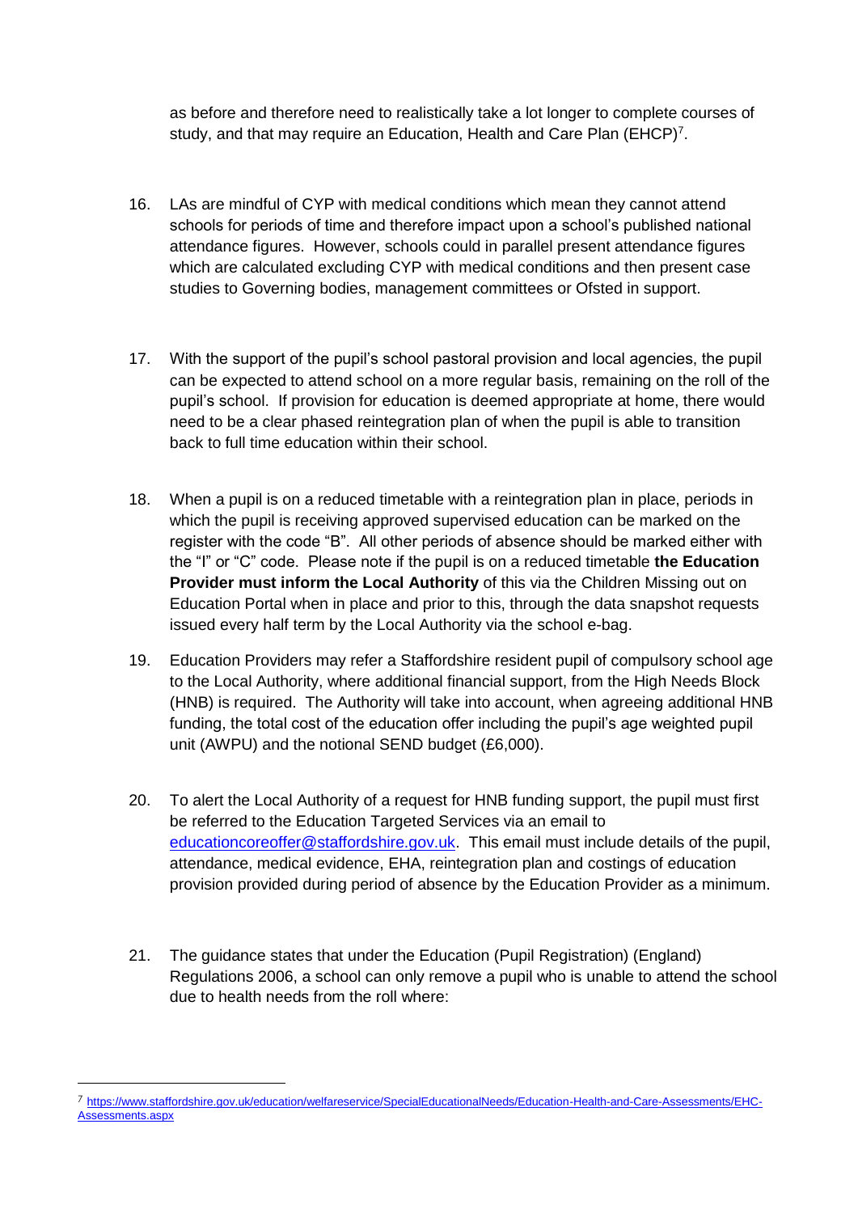as before and therefore need to realistically take a lot longer to complete courses of study, and that may require an Education, Health and Care Plan (EHCP)[7].

16. LAs are mindful of CYP with medical conditions which mean they cannot attend schools for periods of time and therefore impact upon a school's published national attendance figures. However, schools could in parallel present attendance figures which are calculated excluding CYP with medical conditions and then present case studies to Governing bodies, management committees or Ofsted in support.

17. With the support of the pupil's school pastoral provision and local agencies, the pupil can be expected to attend school on a more regular basis, remaining on the roll of the pupil's school. If provision for education is deemed appropriate at home, there would need to be a clear phased reintegration plan of when the pupil is able to transition back to full time education within their school.

18. When a pupil is on a reduced timetable with a reintegration plan in place, periods in which the pupil is receiving approved supervised education can be marked on the register with the code "B". All other periods of absence should be marked either with the "I" or "C" code. Please note if the pupil is on a reduced timetable **the Education Provider must inform the Local Authority** of this via the Children Missing out on Education Portal when in place and prior to this, through the data snapshot requests issued every half term by the Local Authority via the school e-bag.

19. Education Providers may refer a Staffordshire resident pupil of compulsory school age to the Local Authority, where additional financial support, from the High Needs Block (HNB) is required. The Authority will take into account, when agreeing additional HNB funding, the total cost of the education offer including the pupil's age weighted pupil unit (AWPU) and the notional SEND budget (£6,000).

20. To alert the Local Authority of a request for HNB funding support, the pupil must first be referred to the Education Targeted Services via an email to [educationcoreoffer@staffordshire.gov.uk](mailto:educationcoreoffer@staffordshire.gov.uk). This email must include details of the pupil, attendance, medical evidence, EHA, reintegration plan and costings of education provision provided during period of absence by the Education Provider as a minimum.

21. The guidance states that under the Education (Pupil Registration) (England) Regulations 2006, a school can only remove a pupil who is unable to attend the school due to health needs from the roll where:

---

[7] [https://www.staffordshire.gov.uk/education/welfareservice/SpecialEducationalNeeds/Education-Health-and-Care-Assessments/EHC-Assessments.aspx](https://www.staffordshire.gov.uk/education/welfareservice/SpecialEducationalNeeds/Education-Health-and-Care-Assessments/EHC-Assessments.aspx)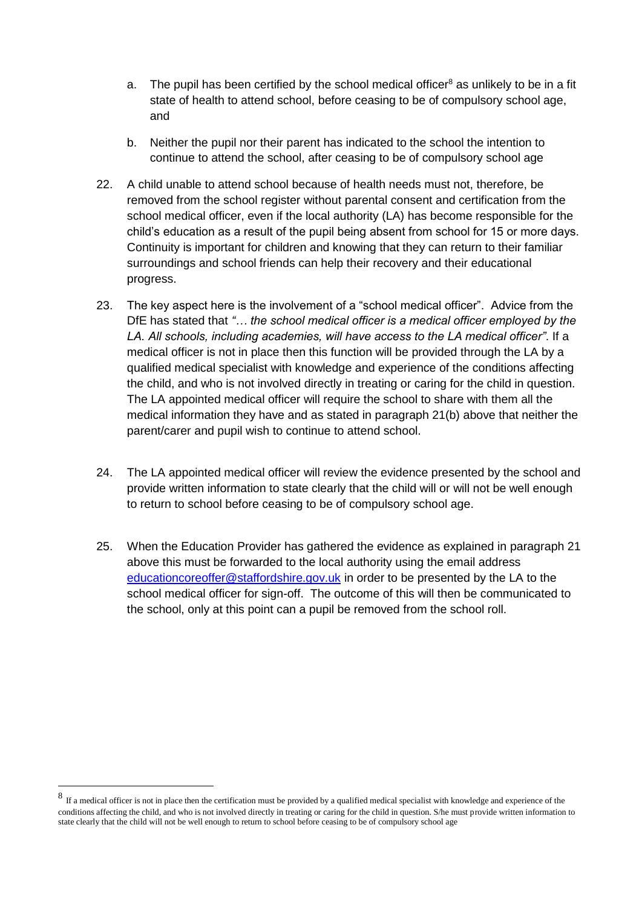a. The pupil has been certified by the school medical officer[8] as unlikely to be in a fit state of health to attend school, before ceasing to be of compulsory school age, and

b. Neither the pupil nor their parent has indicated to the school the intention to continue to attend the school, after ceasing to be of compulsory school age

22. A child unable to attend school because of health needs must not, therefore, be removed from the school register without parental consent and certification from the school medical officer, even if the local authority (LA) has become responsible for the child's education as a result of the pupil being absent from school for 15 or more days. Continuity is important for children and knowing that they can return to their familiar surroundings and school friends can help their recovery and their educational progress.

23. The key aspect here is the involvement of a "school medical officer". Advice from the DfE has stated that *"… the school medical officer is a medical officer employed by the LA. All schools, including academies, will have access to the LA medical officer"*. If a medical officer is not in place then this function will be provided through the LA by a qualified medical specialist with knowledge and experience of the conditions affecting the child, and who is not involved directly in treating or caring for the child in question. The LA appointed medical officer will require the school to share with them all the medical information they have and as stated in paragraph 21(b) above that neither the parent/carer and pupil wish to continue to attend school.

24. The LA appointed medical officer will review the evidence presented by the school and provide written information to state clearly that the child will or will not be well enough to return to school before ceasing to be of compulsory school age.

25. When the Education Provider has gathered the evidence as explained in paragraph 21 above this must be forwarded to the local authority using the email address [educationcoreoffer@staffordshire.gov.uk](mailto:educationcoreoffer@staffordshire.gov.uk) in order to be presented by the LA to the school medical officer for sign-off. The outcome of this will then be communicated to the school, only at this point can a pupil be removed from the school roll.

---

[8] If a medical officer is not in place then the certification must be provided by a qualified medical specialist with knowledge and experience of the conditions affecting the child, and who is not involved directly in treating or caring for the child in question. S/he must provide written information to state clearly that the child will not be well enough to return to school before ceasing to be of compulsory school age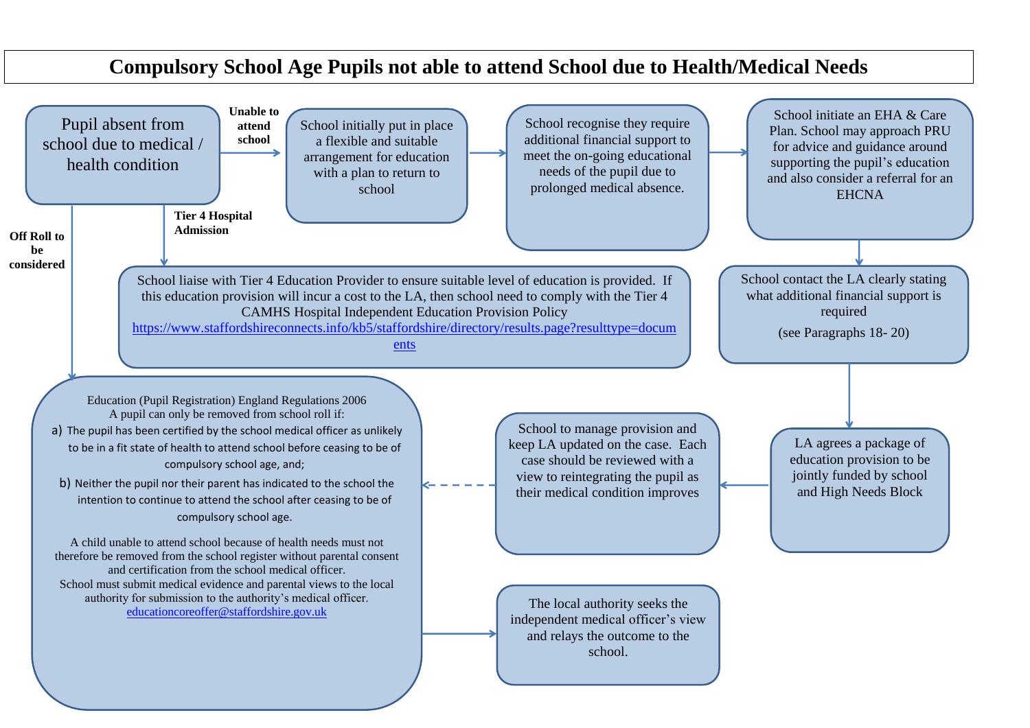# Compulsory School Age Pupils not able to attend School due to Health/Medical Needs

Pupil absent from school due to medical / health condition

**Unable to attend school** →

School initially put in place a flexible and suitable arrangement for education with a plan to return to school

→

School recognise they require additional financial support to meet the on-going educational needs of the pupil due to prolonged medical absence.

→

School initiate an EHA & Care Plan. School may approach PRU for advice and guidance around supporting the pupil's education and also consider a referral for an EHCNA

↓

School contact the LA clearly stating what additional financial support is required

(see Paragraphs 18- 20)

↓

LA agrees a package of education provision to be jointly funded by school and High Needs Block

←

School to manage provision and keep LA updated on the case. Each case should be reviewed with a view to reintegrating the pupil as their medical condition improves

**Tier 4 Hospital Admission** ↓

School liaise with Tier 4 Education Provider to ensure suitable level of education is provided. If this education provision will incur a cost to the LA, then school need to comply with the Tier 4 CAMHS Hospital Independent Education Provision Policy [https://www.staffordshireconnects.info/kb5/staffordshire/directory/results.page?resulttype=documents](https://www.staffordshireconnects.info/kb5/staffordshire/directory/results.page?resulttype=documents)

**Off Roll to be considered** ↓

Education (Pupil Registration) England Regulations 2006
A pupil can only be removed from school roll if:

a) The pupil has been certified by the school medical officer as unlikely to be in a fit state of health to attend school before ceasing to be of compulsory school age, and;

b) Neither the pupil nor their parent has indicated to the school the intention to continue to attend the school after ceasing to be of compulsory school age.

A child unable to attend school because of health needs must not therefore be removed from the school register without parental consent and certification from the school medical officer.
School must submit medical evidence and parental views to the local authority for submission to the authority's medical officer.
[educationcoreoffer@staffordshire.gov.uk](mailto:educationcoreoffer@staffordshire.gov.uk)

→

The local authority seeks the independent medical officer's view and relays the outcome to the school.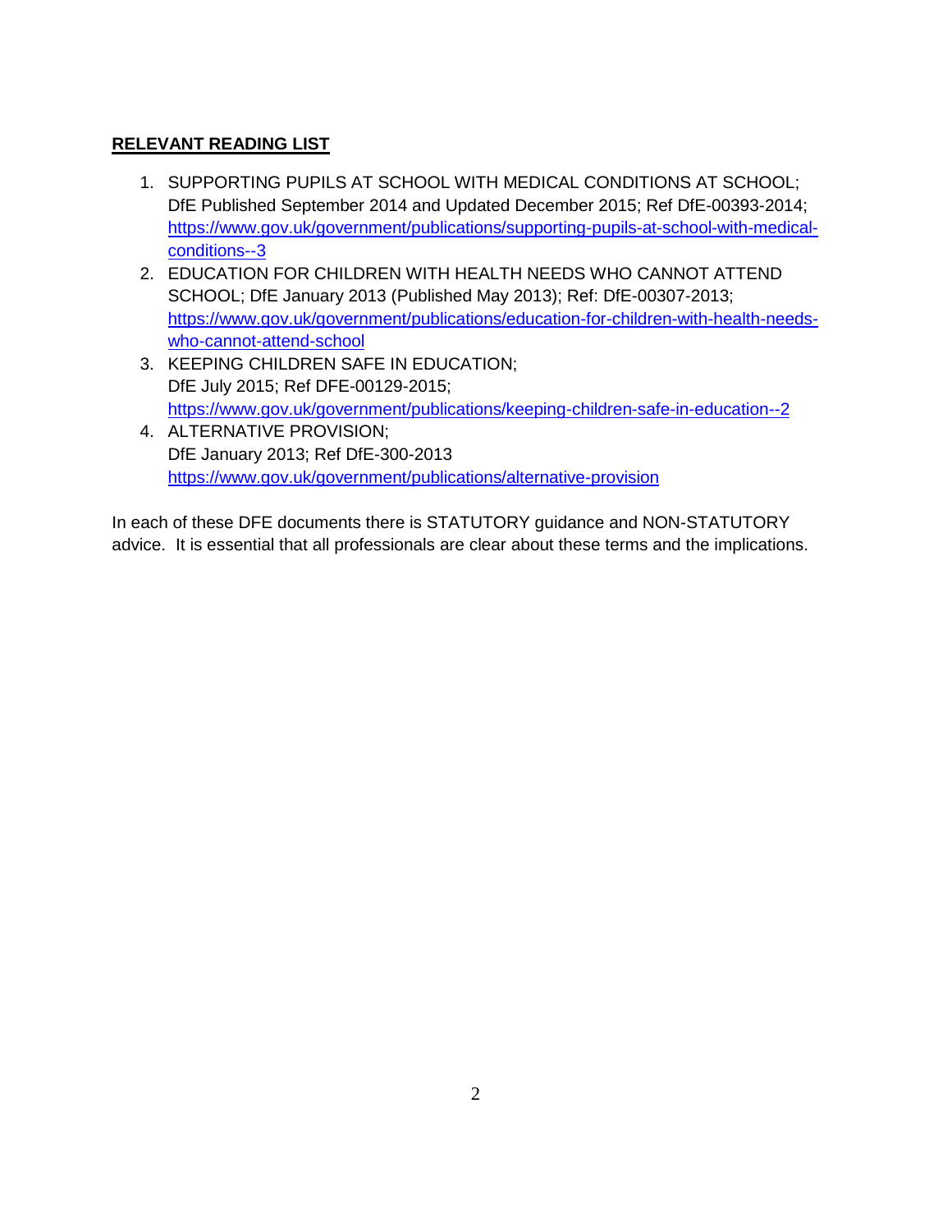**RELEVANT READING LIST**

1. SUPPORTING PUPILS AT SCHOOL WITH MEDICAL CONDITIONS AT SCHOOL; DfE Published September 2014 and Updated December 2015; Ref DfE-00393-2014; https://www.gov.uk/government/publications/supporting-pupils-at-school-with-medical-conditions--3
2. EDUCATION FOR CHILDREN WITH HEALTH NEEDS WHO CANNOT ATTEND SCHOOL; DfE January 2013 (Published May 2013); Ref: DfE-00307-2013; https://www.gov.uk/government/publications/education-for-children-with-health-needs-who-cannot-attend-school
3. KEEPING CHILDREN SAFE IN EDUCATION; DfE July 2015; Ref DFE-00129-2015; https://www.gov.uk/government/publications/keeping-children-safe-in-education--2
4. ALTERNATIVE PROVISION; DfE January 2013; Ref DfE-300-2013 https://www.gov.uk/government/publications/alternative-provision

In each of these DFE documents there is STATUTORY guidance and NON-STATUTORY advice. It is essential that all professionals are clear about these terms and the implications.